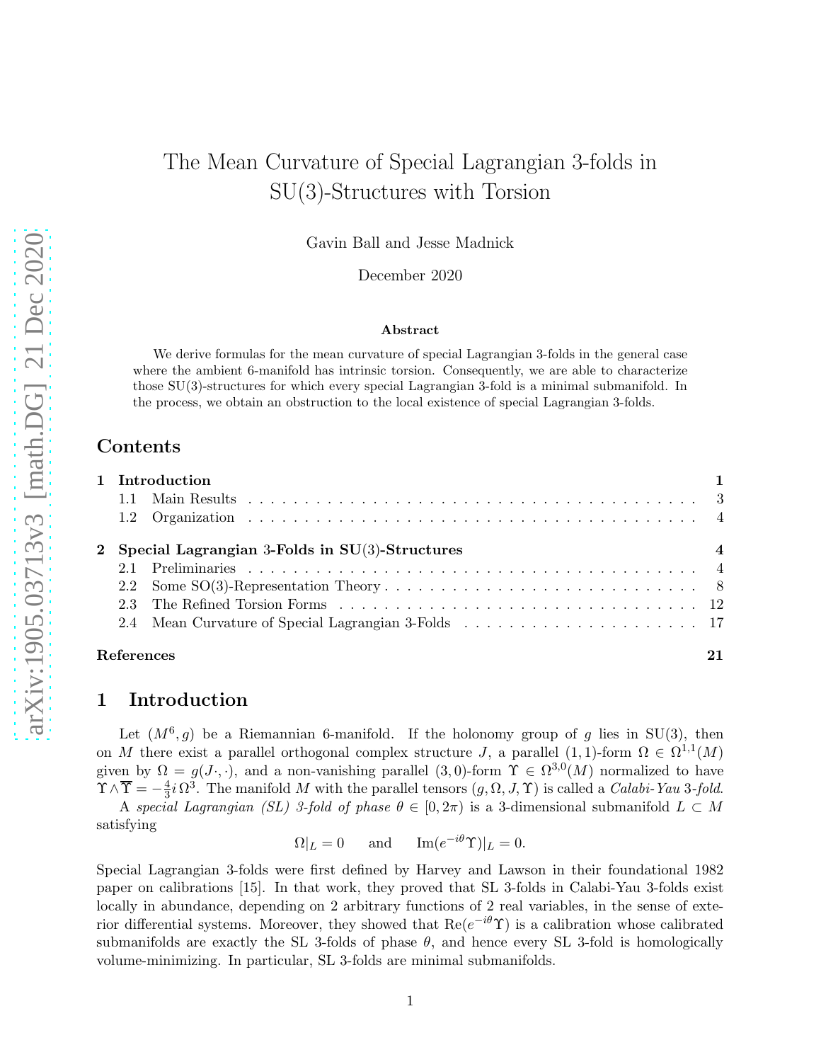# The Mean Curvature of Special Lagrangian 3-folds in SU(3)-Structures with Torsion

Gavin Ball and Jesse Madnick

December 2020

### Abstract

We derive formulas for the mean curvature of special Lagrangian 3-folds in the general case where the ambient 6-manifold has intrinsic torsion. Consequently, we are able to characterize those SU(3)-structures for which every special Lagrangian 3-fold is a minimal submanifold. In the process, we obtain an obstruction to the local existence of special Lagrangian 3-folds.

## Contents

- **1 Introduction** — 1
  - 1.1 Main Results — 3
  - 1.2 Organization — 4
- **2 Special Lagrangian 3-Folds in SU(3)-Structures** — 4
  - 2.1 Preliminaries — 4
  - 2.2 Some SO(3)-Representation Theory — 8
  - 2.3 The Refined Torsion Forms — 12
  - 2.4 Mean Curvature of Special Lagrangian 3-Folds — 17
- **References** — 21

## 1 Introduction

Let $(M^6, g)$ be a Riemannian 6-manifold. If the holonomy group of $g$ lies in SU(3), then on $M$ there exist a parallel orthogonal complex structure $J$, a parallel (1,1)-form $\Omega \in \Omega^{1,1}(M)$ given by $\Omega = g(J\cdot, \cdot)$, and a non-vanishing parallel (3,0)-form $\Upsilon \in \Omega^{3,0}(M)$ normalized to have $\Upsilon \wedge \overline{\Upsilon} = -\frac{4}{3} i\, \Omega^3$. The manifold $M$ with the parallel tensors $(g, \Omega, J, \Upsilon)$ is called a *Calabi-Yau 3-fold*.

A *special Lagrangian (SL) 3-fold of phase* $\theta \in [0, 2\pi)$ is a 3-dimensional submanifold $L \subset M$ satisfying

$$\Omega|_L = 0 \qquad \text{and} \qquad \operatorname{Im}(e^{-i\theta}\Upsilon)|_L = 0.$$

Special Lagrangian 3-folds were first defined by Harvey and Lawson in their foundational 1982 paper on calibrations [15]. In that work, they proved that SL 3-folds in Calabi-Yau 3-folds exist locally in abundance, depending on 2 arbitrary functions of 2 real variables, in the sense of exterior differential systems. Moreover, they showed that $\operatorname{Re}(e^{-i\theta}\Upsilon)$ is a calibration whose calibrated submanifolds are exactly the SL 3-folds of phase $\theta$, and hence every SL 3-fold is homologically volume-minimizing. In particular, SL 3-folds are minimal submanifolds.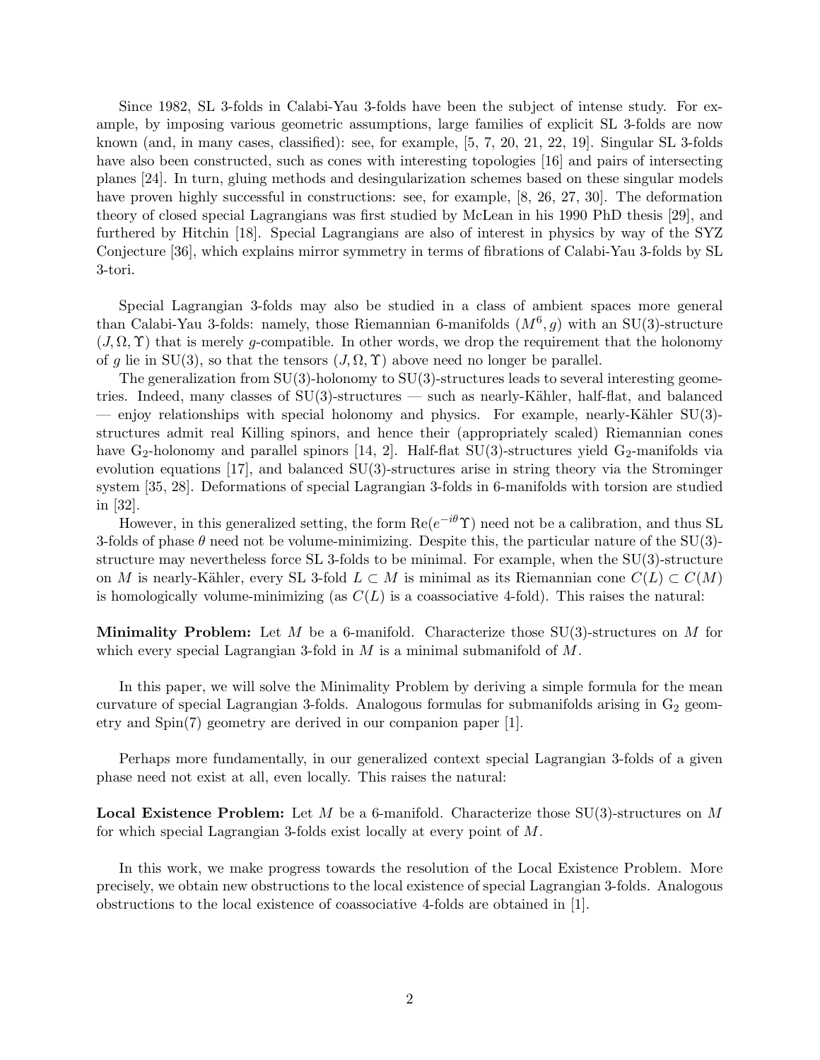Since 1982, SL 3-folds in Calabi-Yau 3-folds have been the subject of intense study. For example, by imposing various geometric assumptions, large families of explicit SL 3-folds are now known (and, in many cases, classified): see, for example, [5, 7, 20, 21, 22, 19]. Singular SL 3-folds have also been constructed, such as cones with interesting topologies [16] and pairs of intersecting planes [24]. In turn, gluing methods and desingularization schemes based on these singular models have proven highly successful in constructions: see, for example, [8, 26, 27, 30]. The deformation theory of closed special Lagrangians was first studied by McLean in his 1990 PhD thesis [29], and furthered by Hitchin [18]. Special Lagrangians are also of interest in physics by way of the SYZ Conjecture [36], which explains mirror symmetry in terms of fibrations of Calabi-Yau 3-folds by SL 3-tori.

Special Lagrangian 3-folds may also be studied in a class of ambient spaces more general than Calabi-Yau 3-folds: namely, those Riemannian 6-manifolds $(M^6, g)$ with an SU(3)-structure $(J, \Omega, \Upsilon)$ that is merely $g$-compatible. In other words, we drop the requirement that the holonomy of $g$ lie in SU(3), so that the tensors $(J, \Omega, \Upsilon)$ above need no longer be parallel.

The generalization from SU(3)-holonomy to SU(3)-structures leads to several interesting geometries. Indeed, many classes of SU(3)-structures — such as nearly-Kähler, half-flat, and balanced — enjoy relationships with special holonomy and physics. For example, nearly-Kähler SU(3)-structures admit real Killing spinors, and hence their (appropriately scaled) Riemannian cones have $\mathrm{G}_2$-holonomy and parallel spinors [14, 2]. Half-flat SU(3)-structures yield $\mathrm{G}_2$-manifolds via evolution equations [17], and balanced SU(3)-structures arise in string theory via the Strominger system [35, 28]. Deformations of special Lagrangian 3-folds in 6-manifolds with torsion are studied in [32].

However, in this generalized setting, the form $\mathrm{Re}(e^{-i\theta}\Upsilon)$ need not be a calibration, and thus SL 3-folds of phase $\theta$ need not be volume-minimizing. Despite this, the particular nature of the SU(3)-structure may nevertheless force SL 3-folds to be minimal. For example, when the SU(3)-structure on $M$ is nearly-Kähler, every SL 3-fold $L \subset M$ is minimal as its Riemannian cone $C(L) \subset C(M)$ is homologically volume-minimizing (as $C(L)$ is a coassociative 4-fold). This raises the natural:

**Minimality Problem:** Let $M$ be a 6-manifold. Characterize those SU(3)-structures on $M$ for which every special Lagrangian 3-fold in $M$ is a minimal submanifold of $M$.

In this paper, we will solve the Minimality Problem by deriving a simple formula for the mean curvature of special Lagrangian 3-folds. Analogous formulas for submanifolds arising in $\mathrm{G}_2$ geometry and Spin(7) geometry are derived in our companion paper [1].

Perhaps more fundamentally, in our generalized context special Lagrangian 3-folds of a given phase need not exist at all, even locally. This raises the natural:

**Local Existence Problem:** Let $M$ be a 6-manifold. Characterize those SU(3)-structures on $M$ for which special Lagrangian 3-folds exist locally at every point of $M$.

In this work, we make progress towards the resolution of the Local Existence Problem. More precisely, we obtain new obstructions to the local existence of special Lagrangian 3-folds. Analogous obstructions to the local existence of coassociative 4-folds are obtained in [1].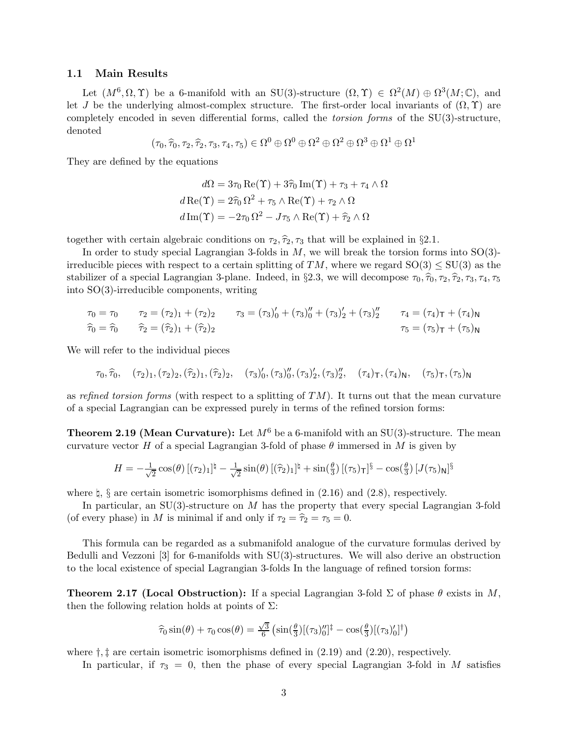### 1.1 Main Results

Let $(M^6, \Omega, \Upsilon)$ be a 6-manifold with an SU(3)-structure $(\Omega, \Upsilon) \in \Omega^2(M) \oplus \Omega^3(M; \mathbb{C})$, and let $J$ be the underlying almost-complex structure. The first-order local invariants of $(\Omega, \Upsilon)$ are completely encoded in seven differential forms, called the *torsion forms* of the SU(3)-structure, denoted

$$(\tau_0, \widehat{\tau}_0, \tau_2, \widehat{\tau}_2, \tau_3, \tau_4, \tau_5) \in \Omega^0 \oplus \Omega^0 \oplus \Omega^2 \oplus \Omega^2 \oplus \Omega^3 \oplus \Omega^1 \oplus \Omega^1$$

They are defined by the equations

$$\begin{aligned}
d\Omega &= 3\tau_0 \operatorname{Re}(\Upsilon) + 3\widehat{\tau}_0 \operatorname{Im}(\Upsilon) + \tau_3 + \tau_4 \wedge \Omega \\
d\operatorname{Re}(\Upsilon) &= 2\widehat{\tau}_0\, \Omega^2 + \tau_5 \wedge \operatorname{Re}(\Upsilon) + \tau_2 \wedge \Omega \\
d\operatorname{Im}(\Upsilon) &= -2\tau_0\, \Omega^2 - J\tau_5 \wedge \operatorname{Re}(\Upsilon) + \widehat{\tau}_2 \wedge \Omega
\end{aligned}$$

together with certain algebraic conditions on $\tau_2, \widehat{\tau}_2, \tau_3$ that will be explained in §2.1.

In order to study special Lagrangian 3-folds in $M$, we will break the torsion forms into SO(3)-irreducible pieces with respect to a certain splitting of $TM$, where we regard $\mathrm{SO}(3) \leq \mathrm{SU}(3)$ as the stabilizer of a special Lagrangian 3-plane. Indeed, in §2.3, we will decompose $\tau_0, \widehat{\tau}_0, \tau_2, \widehat{\tau}_2, \tau_3, \tau_4, \tau_5$ into SO(3)-irreducible components, writing

$$\begin{array}{llll}
\tau_0 = \tau_0 & \tau_2 = (\tau_2)_1 + (\tau_2)_2 & \tau_3 = (\tau_3)_0' + (\tau_3)_0'' + (\tau_3)_2' + (\tau_3)_2'' & \tau_4 = (\tau_4)_{\mathsf{T}} + (\tau_4)_{\mathsf{N}} \\
\widehat{\tau}_0 = \widehat{\tau}_0 & \widehat{\tau}_2 = (\widehat{\tau}_2)_1 + (\widehat{\tau}_2)_2 & & \tau_5 = (\tau_5)_{\mathsf{T}} + (\tau_5)_{\mathsf{N}}
\end{array}$$

We will refer to the individual pieces

$$\tau_0, \widehat{\tau}_0, \quad (\tau_2)_1, (\tau_2)_2, (\widehat{\tau}_2)_1, (\widehat{\tau}_2)_2, \quad (\tau_3)_0', (\tau_3)_0'', (\tau_3)_2', (\tau_3)_2'', \quad (\tau_4)_{\mathsf{T}}, (\tau_4)_{\mathsf{N}}, \quad (\tau_5)_{\mathsf{T}}, (\tau_5)_{\mathsf{N}}$$

as *refined torsion forms* (with respect to a splitting of $TM$). It turns out that the mean curvature of a special Lagrangian can be expressed purely in terms of the refined torsion forms:

**Theorem 2.19 (Mean Curvature):** Let $M^6$ be a 6-manifold with an SU(3)-structure. The mean curvature vector $H$ of a special Lagrangian 3-fold of phase $\theta$ immersed in $M$ is given by

$$H = -\tfrac{1}{\sqrt{2}} \cos(\theta)\, [(\tau_2)_1]^\natural - \tfrac{1}{\sqrt{2}} \sin(\theta)\, [(\widehat{\tau}_2)_1]^\natural + \sin(\tfrac{\theta}{3})\, [(\tau_5)_{\mathsf{T}}]^\S - \cos(\tfrac{\theta}{3})\, [J(\tau_5)_{\mathsf{N}}]^\S$$

where $\natural$, $\S$ are certain isometric isomorphisms defined in (2.16) and (2.8), respectively.

In particular, an SU(3)-structure on $M$ has the property that every special Lagrangian 3-fold (of every phase) in $M$ is minimal if and only if $\tau_2 = \widehat{\tau}_2 = \tau_5 = 0$.

This formula can be regarded as a submanifold analogue of the curvature formulas derived by Bedulli and Vezzoni [3] for 6-manifolds with SU(3)-structures. We will also derive an obstruction to the local existence of special Lagrangian 3-folds In the language of refined torsion forms:

**Theorem 2.17 (Local Obstruction):** If a special Lagrangian 3-fold $\Sigma$ of phase $\theta$ exists in $M$, then the following relation holds at points of $\Sigma$:

$$\widehat{\tau}_0 \sin(\theta) + \tau_0 \cos(\theta) = \tfrac{\sqrt{3}}{6} \left( \sin(\tfrac{\theta}{3}) [(\tau_3)_0'']^\ddagger - \cos(\tfrac{\theta}{3}) [(\tau_3)_0']^\dagger \right)$$

where $\dagger, \ddagger$ are certain isometric isomorphisms defined in (2.19) and (2.20), respectively.

In particular, if $\tau_3 = 0$, then the phase of every special Lagrangian 3-fold in $M$ satisfies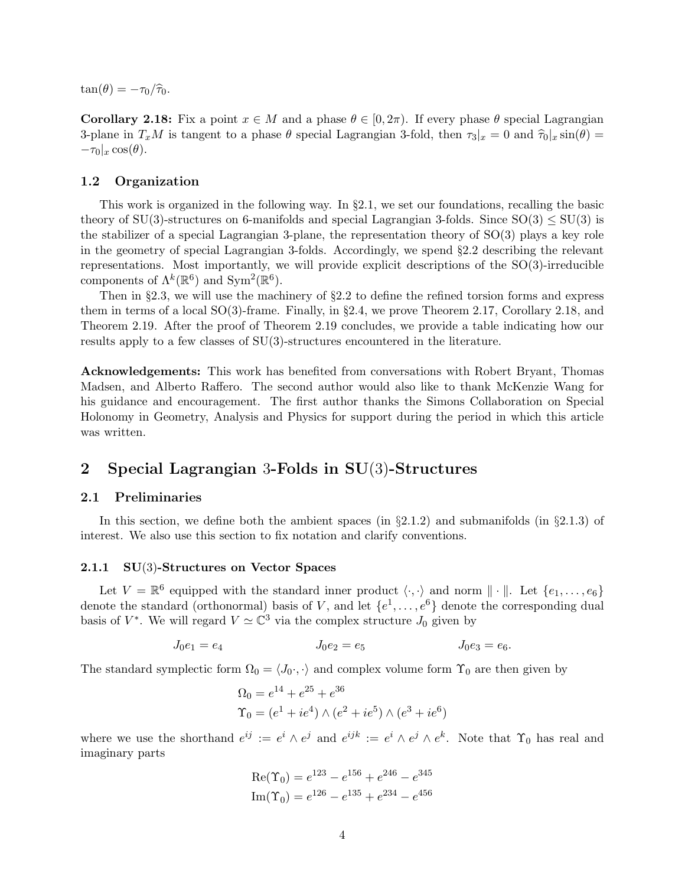$\tan(\theta) = -\tau_0/\widehat{\tau}_0$.

**Corollary 2.18:** Fix a point $x \in M$ and a phase $\theta \in [0, 2\pi)$. If every phase $\theta$ special Lagrangian 3-plane in $T_xM$ is tangent to a phase $\theta$ special Lagrangian 3-fold, then $\tau_3|_x = 0$ and $\widehat{\tau}_0|_x \sin(\theta) = -\tau_0|_x \cos(\theta)$.

### 1.2 Organization

This work is organized in the following way. In §2.1, we set our foundations, recalling the basic theory of SU(3)-structures on 6-manifolds and special Lagrangian 3-folds. Since $\mathrm{SO}(3) \leq \mathrm{SU}(3)$ is the stabilizer of a special Lagrangian 3-plane, the representation theory of SO(3) plays a key role in the geometry of special Lagrangian 3-folds. Accordingly, we spend §2.2 describing the relevant representations. Most importantly, we will provide explicit descriptions of the SO(3)-irreducible components of $\Lambda^k(\mathbb{R}^6)$ and $\mathrm{Sym}^2(\mathbb{R}^6)$.

Then in §2.3, we will use the machinery of §2.2 to define the refined torsion forms and express them in terms of a local SO(3)-frame. Finally, in §2.4, we prove Theorem 2.17, Corollary 2.18, and Theorem 2.19. After the proof of Theorem 2.19 concludes, we provide a table indicating how our results apply to a few classes of SU(3)-structures encountered in the literature.

**Acknowledgements:** This work has benefited from conversations with Robert Bryant, Thomas Madsen, and Alberto Raffero. The second author would also like to thank McKenzie Wang for his guidance and encouragement. The first author thanks the Simons Collaboration on Special Holonomy in Geometry, Analysis and Physics for support during the period in which this article was written.

## 2 Special Lagrangian 3-Folds in SU(3)-Structures

### 2.1 Preliminaries

In this section, we define both the ambient spaces (in §2.1.2) and submanifolds (in §2.1.3) of interest. We also use this section to fix notation and clarify conventions.

#### 2.1.1 SU(3)-Structures on Vector Spaces

Let $V = \mathbb{R}^6$ equipped with the standard inner product $\langle \cdot, \cdot \rangle$ and norm $\| \cdot \|$. Let $\{e_1, \ldots, e_6\}$ denote the standard (orthonormal) basis of $V$, and let $\{e^1, \ldots, e^6\}$ denote the corresponding dual basis of $V^*$. We will regard $V \simeq \mathbb{C}^3$ via the complex structure $J_0$ given by

$$J_0 e_1 = e_4 \qquad\qquad J_0 e_2 = e_5 \qquad\qquad J_0 e_3 = e_6.$$

The standard symplectic form $\Omega_0 = \langle J_0 \cdot, \cdot \rangle$ and complex volume form $\Upsilon_0$ are then given by

$$\begin{aligned}
\Omega_0 &= e^{14} + e^{25} + e^{36} \\
\Upsilon_0 &= (e^1 + ie^4) \wedge (e^2 + ie^5) \wedge (e^3 + ie^6)
\end{aligned}$$

where we use the shorthand $e^{ij} := e^i \wedge e^j$ and $e^{ijk} := e^i \wedge e^j \wedge e^k$. Note that $\Upsilon_0$ has real and imaginary parts

$$\begin{aligned}
\mathrm{Re}(\Upsilon_0) &= e^{123} - e^{156} + e^{246} - e^{345} \\
\mathrm{Im}(\Upsilon_0) &= e^{126} - e^{135} + e^{234} - e^{456}
\end{aligned}$$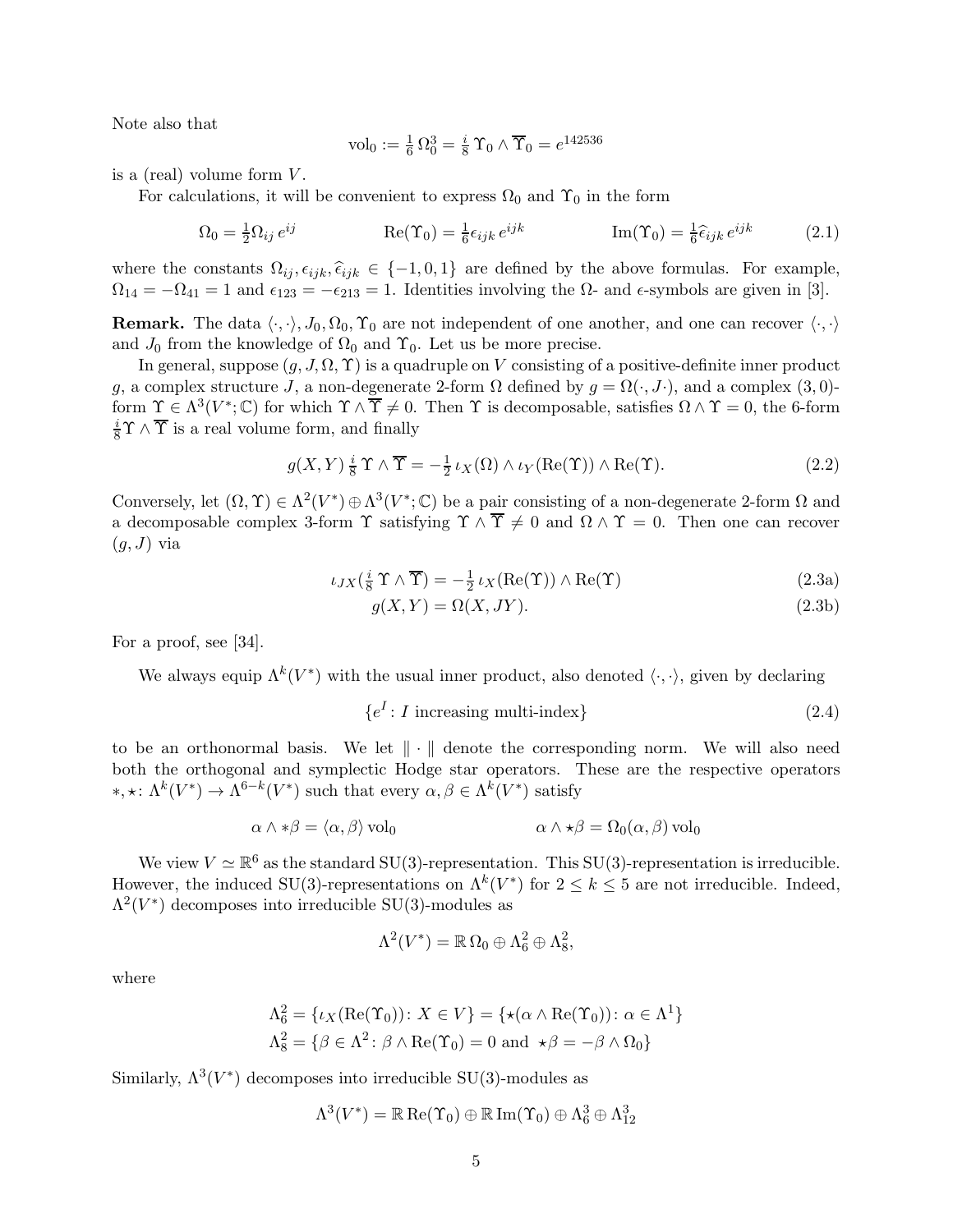Note also that

$$\mathrm{vol}_0 := \tfrac{1}{6}\,\Omega_0^3 = \tfrac{i}{8}\,\Upsilon_0 \wedge \overline{\Upsilon}_0 = e^{142536}$$

is a (real) volume form $V$.

For calculations, it will be convenient to express $\Omega_0$ and $\Upsilon_0$ in the form

$$\Omega_0 = \tfrac{1}{2}\Omega_{ij}\, e^{ij} \qquad\qquad \mathrm{Re}(\Upsilon_0) = \tfrac{1}{6}\epsilon_{ijk}\, e^{ijk} \qquad\qquad \mathrm{Im}(\Upsilon_0) = \tfrac{1}{6}\widehat{\epsilon}_{ijk}\, e^{ijk} \tag{2.1}$$

where the constants $\Omega_{ij}, \epsilon_{ijk}, \widehat{\epsilon}_{ijk} \in \{-1, 0, 1\}$ are defined by the above formulas. For example, $\Omega_{14} = -\Omega_{41} = 1$ and $\epsilon_{123} = -\epsilon_{213} = 1$. Identities involving the $\Omega$- and $\epsilon$-symbols are given in [3].

**Remark.** The data $\langle \cdot, \cdot \rangle, J_0, \Omega_0, \Upsilon_0$ are not independent of one another, and one can recover $\langle \cdot, \cdot \rangle$ and $J_0$ from the knowledge of $\Omega_0$ and $\Upsilon_0$. Let us be more precise.

In general, suppose $(g, J, \Omega, \Upsilon)$ is a quadruple on $V$ consisting of a positive-definite inner product $g$, a complex structure $J$, a non-degenerate 2-form $\Omega$ defined by $g = \Omega(\cdot, J\cdot)$, and a complex $(3,0)$-form $\Upsilon \in \Lambda^3(V^*; \mathbb{C})$ for which $\Upsilon \wedge \overline{\Upsilon} \neq 0$. Then $\Upsilon$ is decomposable, satisfies $\Omega \wedge \Upsilon = 0$, the 6-form $\frac{i}{8}\Upsilon \wedge \overline{\Upsilon}$ is a real volume form, and finally

$$g(X,Y)\,\tfrac{i}{8}\,\Upsilon \wedge \overline{\Upsilon} = -\tfrac{1}{2}\,\iota_X(\Omega) \wedge \iota_Y(\mathrm{Re}(\Upsilon)) \wedge \mathrm{Re}(\Upsilon). \tag{2.2}$$

Conversely, let $(\Omega, \Upsilon) \in \Lambda^2(V^*) \oplus \Lambda^3(V^*; \mathbb{C})$ be a pair consisting of a non-degenerate 2-form $\Omega$ and a decomposable complex 3-form $\Upsilon$ satisfying $\Upsilon \wedge \overline{\Upsilon} \neq 0$ and $\Omega \wedge \Upsilon = 0$. Then one can recover $(g, J)$ via

$$\iota_{JX}(\tfrac{i}{8}\,\Upsilon \wedge \overline{\Upsilon}) = -\tfrac{1}{2}\,\iota_X(\mathrm{Re}(\Upsilon)) \wedge \mathrm{Re}(\Upsilon) \tag{2.3a}$$

$$g(X,Y) = \Omega(X, JY). \tag{2.3b}$$

For a proof, see [34].

We always equip $\Lambda^k(V^*)$ with the usual inner product, also denoted $\langle \cdot, \cdot \rangle$, given by declaring

$$\{e^I \colon I \text{ increasing multi-index}\} \tag{2.4}$$

to be an orthonormal basis. We let $\|\cdot\|$ denote the corresponding norm. We will also need both the orthogonal and symplectic Hodge star operators. These are the respective operators $*, \star \colon \Lambda^k(V^*) \to \Lambda^{6-k}(V^*)$ such that every $\alpha, \beta \in \Lambda^k(V^*)$ satisfy

$$\alpha \wedge *\beta = \langle \alpha, \beta \rangle\, \mathrm{vol}_0 \qquad\qquad \alpha \wedge \star\beta = \Omega_0(\alpha, \beta)\, \mathrm{vol}_0$$

We view $V \simeq \mathbb{R}^6$ as the standard $\mathrm{SU}(3)$-representation. This $\mathrm{SU}(3)$-representation is irreducible. However, the induced $\mathrm{SU}(3)$-representations on $\Lambda^k(V^*)$ for $2 \leq k \leq 5$ are not irreducible. Indeed, $\Lambda^2(V^*)$ decomposes into irreducible $\mathrm{SU}(3)$-modules as

$$\Lambda^2(V^*) = \mathbb{R}\,\Omega_0 \oplus \Lambda^2_6 \oplus \Lambda^2_8,$$

where

$$\Lambda^2_6 = \{\iota_X(\mathrm{Re}(\Upsilon_0)) \colon X \in V\} = \{\star(\alpha \wedge \mathrm{Re}(\Upsilon_0)) \colon \alpha \in \Lambda^1\}$$

$$\Lambda^2_8 = \{\beta \in \Lambda^2 \colon \beta \wedge \mathrm{Re}(\Upsilon_0) = 0 \text{ and } \star\beta = -\beta \wedge \Omega_0\}$$

Similarly, $\Lambda^3(V^*)$ decomposes into irreducible $\mathrm{SU}(3)$-modules as

$$\Lambda^3(V^*) = \mathbb{R}\,\mathrm{Re}(\Upsilon_0) \oplus \mathbb{R}\,\mathrm{Im}(\Upsilon_0) \oplus \Lambda^3_6 \oplus \Lambda^3_{12}$$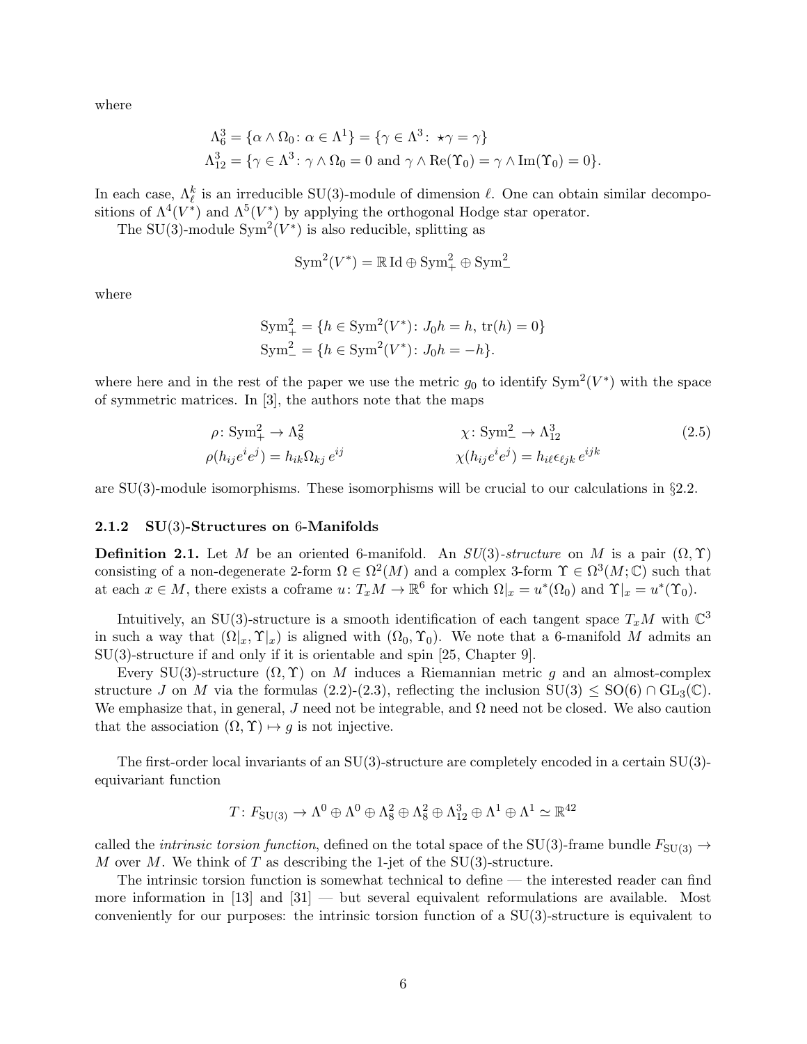where

$$\Lambda^3_6 = \{\alpha \wedge \Omega_0 \colon \alpha \in \Lambda^1\} = \{\gamma \in \Lambda^3 \colon \star\gamma = \gamma\}$$
$$\Lambda^3_{12} = \{\gamma \in \Lambda^3 \colon \gamma \wedge \Omega_0 = 0 \text{ and } \gamma \wedge \mathrm{Re}(\Upsilon_0) = \gamma \wedge \mathrm{Im}(\Upsilon_0) = 0\}.$$

In each case, $\Lambda^k_\ell$ is an irreducible SU(3)-module of dimension $\ell$. One can obtain similar decompositions of $\Lambda^4(V^*)$ and $\Lambda^5(V^*)$ by applying the orthogonal Hodge star operator.

The SU(3)-module $\mathrm{Sym}^2(V^*)$ is also reducible, splitting as

$$\mathrm{Sym}^2(V^*) = \mathbb{R}\,\mathrm{Id} \oplus \mathrm{Sym}^2_+ \oplus \mathrm{Sym}^2_-$$

where

$$\mathrm{Sym}^2_+ = \{h \in \mathrm{Sym}^2(V^*) \colon J_0 h = h,\ \mathrm{tr}(h) = 0\}$$
$$\mathrm{Sym}^2_- = \{h \in \mathrm{Sym}^2(V^*) \colon J_0 h = -h\}.$$

where here and in the rest of the paper we use the metric $g_0$ to identify $\mathrm{Sym}^2(V^*)$ with the space of symmetric matrices. In [3], the authors note that the maps

$$\begin{aligned} &\rho\colon \mathrm{Sym}^2_+ \to \Lambda^2_8 & &\chi\colon \mathrm{Sym}^2_- \to \Lambda^3_{12} \\ &\rho(h_{ij}e^ie^j) = h_{ik}\Omega_{kj}\, e^{ij} & &\chi(h_{ij}e^ie^j) = h_{i\ell}\epsilon_{\ell jk}\, e^{ijk} \end{aligned} \tag{2.5}$$

are SU(3)-module isomorphisms. These isomorphisms will be crucial to our calculations in §2.2.

### 2.1.2 SU(3)-Structures on 6-Manifolds

**Definition 2.1.** Let $M$ be an oriented 6-manifold. An *SU(3)-structure* on $M$ is a pair $(\Omega, \Upsilon)$ consisting of a non-degenerate 2-form $\Omega \in \Omega^2(M)$ and a complex 3-form $\Upsilon \in \Omega^3(M;\mathbb{C})$ such that at each $x \in M$, there exists a coframe $u\colon T_xM \to \mathbb{R}^6$ for which $\Omega|_x = u^*(\Omega_0)$ and $\Upsilon|_x = u^*(\Upsilon_0)$.

Intuitively, an SU(3)-structure is a smooth identification of each tangent space $T_xM$ with $\mathbb{C}^3$ in such a way that $(\Omega|_x, \Upsilon|_x)$ is aligned with $(\Omega_0, \Upsilon_0)$. We note that a 6-manifold $M$ admits an SU(3)-structure if and only if it is orientable and spin [25, Chapter 9].

Every SU(3)-structure $(\Omega, \Upsilon)$ on $M$ induces a Riemannian metric $g$ and an almost-complex structure $J$ on $M$ via the formulas (2.2)-(2.3), reflecting the inclusion $\mathrm{SU}(3) \leq \mathrm{SO}(6) \cap \mathrm{GL}_3(\mathbb{C})$. We emphasize that, in general, $J$ need not be integrable, and $\Omega$ need not be closed. We also caution that the association $(\Omega, \Upsilon) \mapsto g$ is not injective.

The first-order local invariants of an SU(3)-structure are completely encoded in a certain SU(3)-equivariant function

$$T\colon F_{\mathrm{SU}(3)} \to \Lambda^0 \oplus \Lambda^0 \oplus \Lambda^2_8 \oplus \Lambda^2_8 \oplus \Lambda^3_{12} \oplus \Lambda^1 \oplus \Lambda^1 \simeq \mathbb{R}^{42}$$

called the *intrinsic torsion function*, defined on the total space of the SU(3)-frame bundle $F_{\mathrm{SU}(3)} \to M$ over $M$. We think of $T$ as describing the 1-jet of the SU(3)-structure.

The intrinsic torsion function is somewhat technical to define — the interested reader can find more information in [13] and [31] — but several equivalent reformulations are available. Most conveniently for our purposes: the intrinsic torsion function of a SU(3)-structure is equivalent to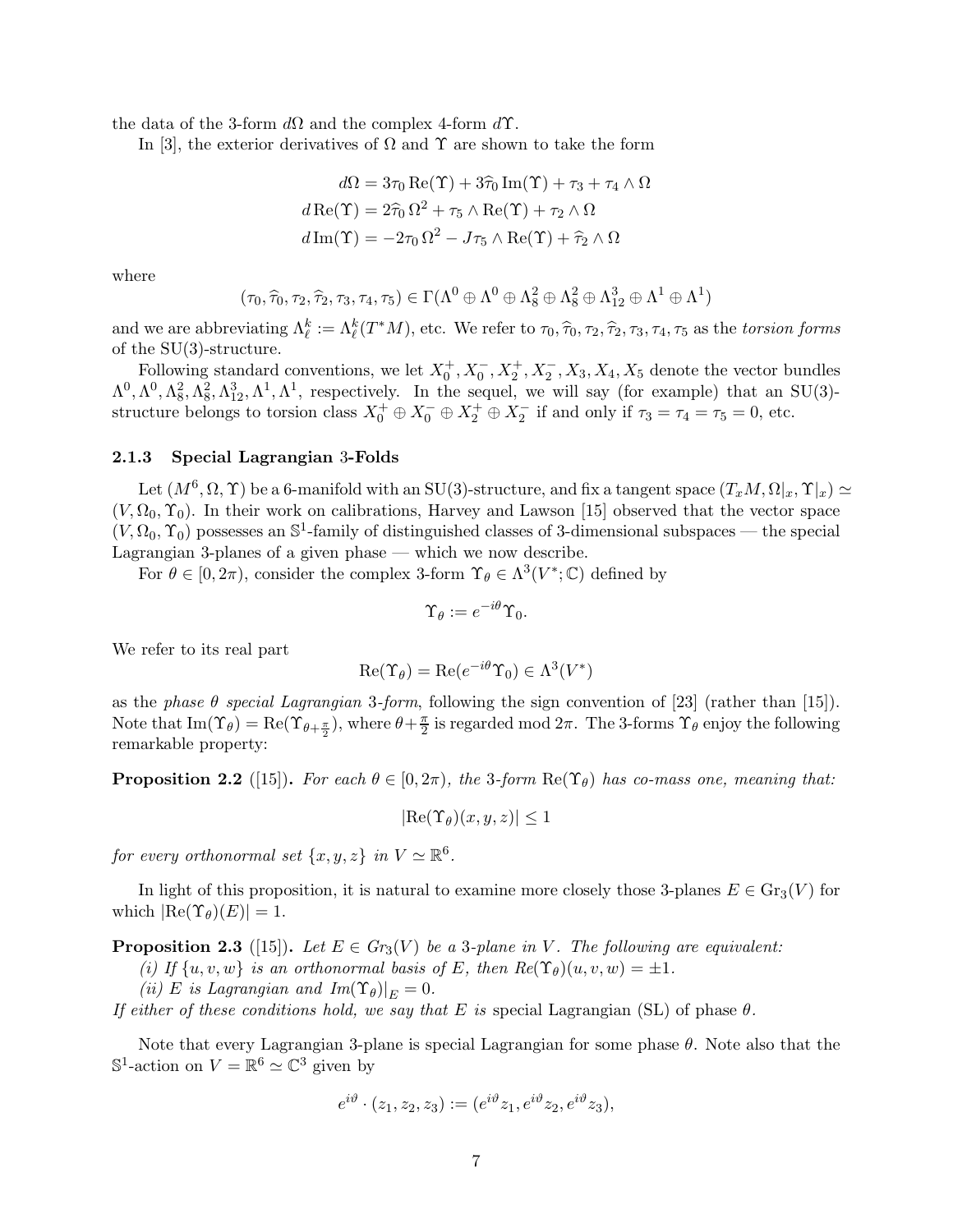the data of the 3-form $d\Omega$ and the complex 4-form $d\Upsilon$.

In [3], the exterior derivatives of $\Omega$ and $\Upsilon$ are shown to take the form

$$
\begin{aligned}
d\Omega &= 3\tau_0 \operatorname{Re}(\Upsilon) + 3\widehat{\tau}_0 \operatorname{Im}(\Upsilon) + \tau_3 + \tau_4 \wedge \Omega \\
d\operatorname{Re}(\Upsilon) &= 2\widehat{\tau}_0\, \Omega^2 + \tau_5 \wedge \operatorname{Re}(\Upsilon) + \tau_2 \wedge \Omega \\
d\operatorname{Im}(\Upsilon) &= -2\tau_0\, \Omega^2 - J\tau_5 \wedge \operatorname{Re}(\Upsilon) + \widehat{\tau}_2 \wedge \Omega
\end{aligned}
$$

where

$$
(\tau_0, \widehat{\tau}_0, \tau_2, \widehat{\tau}_2, \tau_3, \tau_4, \tau_5) \in \Gamma(\Lambda^0 \oplus \Lambda^0 \oplus \Lambda^2_8 \oplus \Lambda^2_8 \oplus \Lambda^3_{12} \oplus \Lambda^1 \oplus \Lambda^1)
$$

and we are abbreviating $\Lambda^k_\ell := \Lambda^k_\ell(T^*M)$, etc. We refer to $\tau_0, \widehat{\tau}_0, \tau_2, \widehat{\tau}_2, \tau_3, \tau_4, \tau_5$ as the *torsion forms* of the SU(3)-structure.

Following standard conventions, we let $X_0^+, X_0^-, X_2^+, X_2^-, X_3, X_4, X_5$ denote the vector bundles $\Lambda^0, \Lambda^0, \Lambda^2_8, \Lambda^2_8, \Lambda^3_{12}, \Lambda^1, \Lambda^1$, respectively. In the sequel, we will say (for example) that an SU(3)-structure belongs to torsion class $X_0^+ \oplus X_0^- \oplus X_2^+ \oplus X_2^-$ if and only if $\tau_3 = \tau_4 = \tau_5 = 0$, etc.

#### 2.1.3 Special Lagrangian 3-Folds

Let $(M^6, \Omega, \Upsilon)$ be a 6-manifold with an SU(3)-structure, and fix a tangent space $(T_xM, \Omega|_x, \Upsilon|_x) \simeq (V, \Omega_0, \Upsilon_0)$. In their work on calibrations, Harvey and Lawson [15] observed that the vector space $(V, \Omega_0, \Upsilon_0)$ possesses an $\mathbb{S}^1$-family of distinguished classes of 3-dimensional subspaces — the special Lagrangian 3-planes of a given phase — which we now describe.

For $\theta \in [0, 2\pi)$, consider the complex 3-form $\Upsilon_\theta \in \Lambda^3(V^*; \mathbb{C})$ defined by

$$
\Upsilon_\theta := e^{-i\theta}\Upsilon_0.
$$

We refer to its real part

$$
\operatorname{Re}(\Upsilon_\theta) = \operatorname{Re}(e^{-i\theta}\Upsilon_0) \in \Lambda^3(V^*)
$$

as the *phase $\theta$ special Lagrangian 3-form*, following the sign convention of [23] (rather than [15]). Note that $\operatorname{Im}(\Upsilon_\theta) = \operatorname{Re}(\Upsilon_{\theta+\frac{\pi}{2}})$, where $\theta + \frac{\pi}{2}$ is regarded mod $2\pi$. The 3-forms $\Upsilon_\theta$ enjoy the following remarkable property:

**Proposition 2.2** ([15]). *For each $\theta \in [0, 2\pi)$, the 3-form $\operatorname{Re}(\Upsilon_\theta)$ has co-mass one, meaning that:*

$$
|\operatorname{Re}(\Upsilon_\theta)(x, y, z)| \leq 1
$$

*for every orthonormal set $\{x, y, z\}$ in $V \simeq \mathbb{R}^6$.*

In light of this proposition, it is natural to examine more closely those 3-planes $E \in \operatorname{Gr}_3(V)$ for which $|\operatorname{Re}(\Upsilon_\theta)(E)| = 1$.

**Proposition 2.3** ([15]). *Let $E \in Gr_3(V)$ be a 3-plane in $V$. The following are equivalent:*
*(i) If $\{u, v, w\}$ is an orthonormal basis of $E$, then $Re(\Upsilon_\theta)(u, v, w) = \pm 1$.*
*(ii) $E$ is Lagrangian and $Im(\Upsilon_\theta)|_E = 0$.*
*If either of these conditions hold, we say that $E$ is* special Lagrangian (SL) *of phase $\theta$.*

Note that every Lagrangian 3-plane is special Lagrangian for some phase $\theta$. Note also that the $\mathbb{S}^1$-action on $V = \mathbb{R}^6 \simeq \mathbb{C}^3$ given by

$$
e^{i\vartheta} \cdot (z_1, z_2, z_3) := (e^{i\vartheta}z_1, e^{i\vartheta}z_2, e^{i\vartheta}z_3),
$$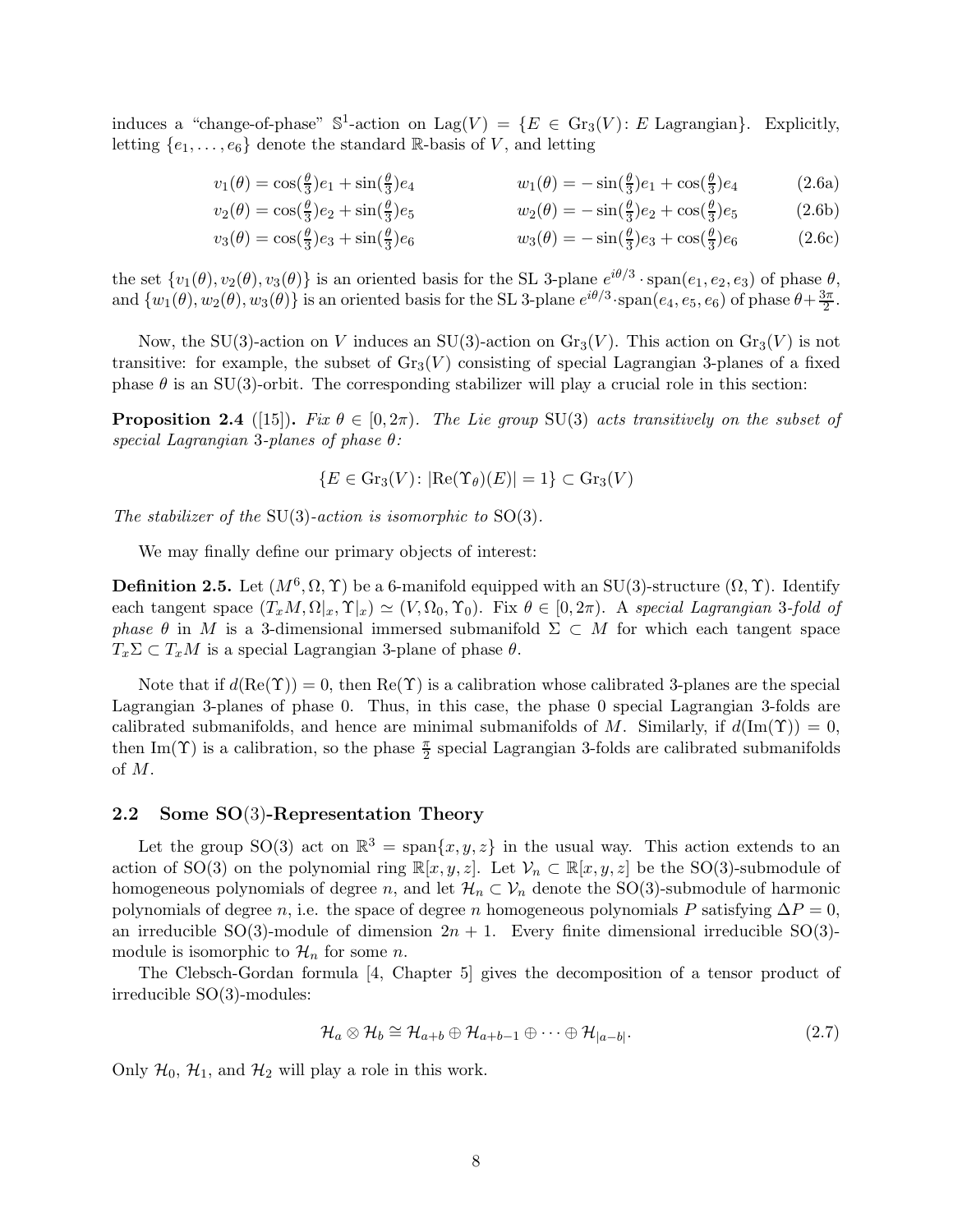induces a "change-of-phase" $\mathbb{S}^1$-action on $\text{Lag}(V) = \{E \in \text{Gr}_3(V) \colon E \text{ Lagrangian}\}$. Explicitly, letting $\{e_1, \ldots, e_6\}$ denote the standard $\mathbb{R}$-basis of $V$, and letting

$$v_1(\theta) = \cos(\tfrac{\theta}{3})e_1 + \sin(\tfrac{\theta}{3})e_4 \qquad w_1(\theta) = -\sin(\tfrac{\theta}{3})e_1 + \cos(\tfrac{\theta}{3})e_4 \tag{2.6a}$$

$$v_2(\theta) = \cos(\tfrac{\theta}{3})e_2 + \sin(\tfrac{\theta}{3})e_5 \qquad w_2(\theta) = -\sin(\tfrac{\theta}{3})e_2 + \cos(\tfrac{\theta}{3})e_5 \tag{2.6b}$$

$$v_3(\theta) = \cos(\tfrac{\theta}{3})e_3 + \sin(\tfrac{\theta}{3})e_6 \qquad w_3(\theta) = -\sin(\tfrac{\theta}{3})e_3 + \cos(\tfrac{\theta}{3})e_6 \tag{2.6c}$$

the set $\{v_1(\theta), v_2(\theta), v_3(\theta)\}$ is an oriented basis for the SL 3-plane $e^{i\theta/3} \cdot \text{span}(e_1, e_2, e_3)$ of phase $\theta$, and $\{w_1(\theta), w_2(\theta), w_3(\theta)\}$ is an oriented basis for the SL 3-plane $e^{i\theta/3} \cdot \text{span}(e_4, e_5, e_6)$ of phase $\theta + \frac{3\pi}{2}$.

Now, the SU(3)-action on $V$ induces an SU(3)-action on $\text{Gr}_3(V)$. This action on $\text{Gr}_3(V)$ is not transitive: for example, the subset of $\text{Gr}_3(V)$ consisting of special Lagrangian 3-planes of a fixed phase $\theta$ is an SU(3)-orbit. The corresponding stabilizer will play a crucial role in this section:

**Proposition 2.4** ([15])**.** *Fix $\theta \in [0, 2\pi)$. The Lie group* SU(3) *acts transitively on the subset of special Lagrangian 3-planes of phase $\theta$:*

$$\{E \in \text{Gr}_3(V) \colon |\text{Re}(\Upsilon_\theta)(E)| = 1\} \subset \text{Gr}_3(V)$$

*The stabilizer of the* SU(3)*-action is isomorphic to* SO(3)*.*

We may finally define our primary objects of interest:

**Definition 2.5.** Let $(M^6, \Omega, \Upsilon)$ be a 6-manifold equipped with an SU(3)-structure $(\Omega, \Upsilon)$. Identify each tangent space $(T_xM, \Omega|_x, \Upsilon|_x) \simeq (V, \Omega_0, \Upsilon_0)$. Fix $\theta \in [0, 2\pi)$. A *special Lagrangian 3-fold of phase $\theta$* in $M$ is a 3-dimensional immersed submanifold $\Sigma \subset M$ for which each tangent space $T_x\Sigma \subset T_xM$ is a special Lagrangian 3-plane of phase $\theta$.

Note that if $d(\text{Re}(\Upsilon)) = 0$, then $\text{Re}(\Upsilon)$ is a calibration whose calibrated 3-planes are the special Lagrangian 3-planes of phase 0. Thus, in this case, the phase 0 special Lagrangian 3-folds are calibrated submanifolds, and hence are minimal submanifolds of $M$. Similarly, if $d(\text{Im}(\Upsilon)) = 0$, then $\text{Im}(\Upsilon)$ is a calibration, so the phase $\frac{\pi}{2}$ special Lagrangian 3-folds are calibrated submanifolds of $M$.

### 2.2 Some SO(3)-Representation Theory

Let the group SO(3) act on $\mathbb{R}^3 = \text{span}\{x, y, z\}$ in the usual way. This action extends to an action of SO(3) on the polynomial ring $\mathbb{R}[x, y, z]$. Let $\mathcal{V}_n \subset \mathbb{R}[x, y, z]$ be the SO(3)-submodule of homogeneous polynomials of degree $n$, and let $\mathcal{H}_n \subset \mathcal{V}_n$ denote the SO(3)-submodule of harmonic polynomials of degree $n$, i.e. the space of degree $n$ homogeneous polynomials $P$ satisfying $\Delta P = 0$, an irreducible SO(3)-module of dimension $2n + 1$. Every finite dimensional irreducible SO(3)-module is isomorphic to $\mathcal{H}_n$ for some $n$.

The Clebsch-Gordan formula [4, Chapter 5] gives the decomposition of a tensor product of irreducible SO(3)-modules:

$$\mathcal{H}_a \otimes \mathcal{H}_b \cong \mathcal{H}_{a+b} \oplus \mathcal{H}_{a+b-1} \oplus \cdots \oplus \mathcal{H}_{|a-b|}. \tag{2.7}$$

Only $\mathcal{H}_0$, $\mathcal{H}_1$, and $\mathcal{H}_2$ will play a role in this work.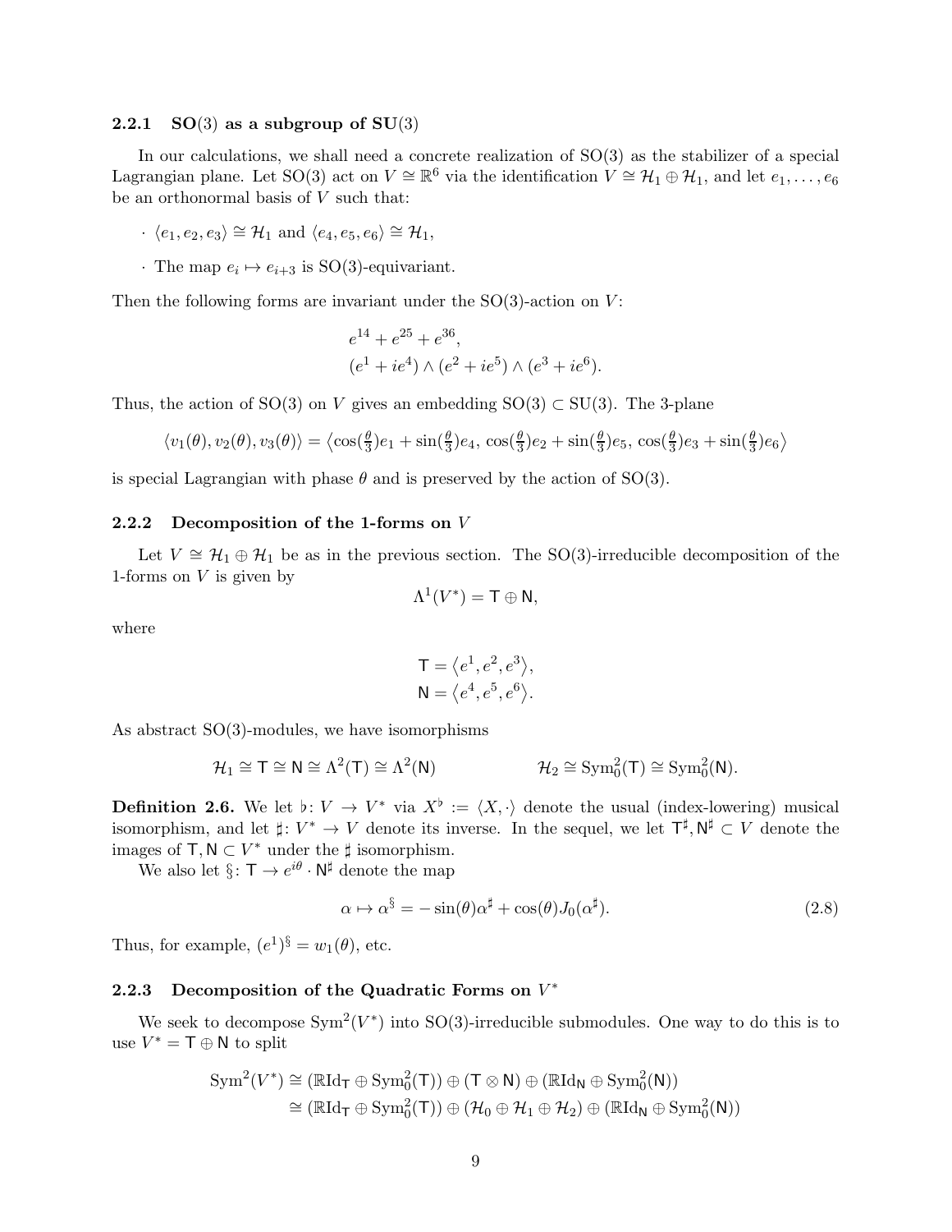### 2.2.1 $\mathrm{SO}(3)$ as a subgroup of $\mathrm{SU}(3)$

In our calculations, we shall need a concrete realization of $\mathrm{SO}(3)$ as the stabilizer of a special Lagrangian plane. Let $\mathrm{SO}(3)$ act on $V \cong \mathbb{R}^6$ via the identification $V \cong \mathcal{H}_1 \oplus \mathcal{H}_1$, and let $e_1, \ldots, e_6$ be an orthonormal basis of $V$ such that:

- $\langle e_1, e_2, e_3 \rangle \cong \mathcal{H}_1$ and $\langle e_4, e_5, e_6 \rangle \cong \mathcal{H}_1$,
- The map $e_i \mapsto e_{i+3}$ is $\mathrm{SO}(3)$-equivariant.

Then the following forms are invariant under the $\mathrm{SO}(3)$-action on $V$:

$$e^{14} + e^{25} + e^{36},$$
$$(e^1 + ie^4) \wedge (e^2 + ie^5) \wedge (e^3 + ie^6).$$

Thus, the action of $\mathrm{SO}(3)$ on $V$ gives an embedding $\mathrm{SO}(3) \subset \mathrm{SU}(3)$. The 3-plane

$$\langle v_1(\theta), v_2(\theta), v_3(\theta) \rangle = \left\langle \cos(\tfrac{\theta}{3})e_1 + \sin(\tfrac{\theta}{3})e_4,\, \cos(\tfrac{\theta}{3})e_2 + \sin(\tfrac{\theta}{3})e_5,\, \cos(\tfrac{\theta}{3})e_3 + \sin(\tfrac{\theta}{3})e_6 \right\rangle$$

is special Lagrangian with phase $\theta$ and is preserved by the action of $\mathrm{SO}(3)$.

### 2.2.2 Decomposition of the 1-forms on $V$

Let $V \cong \mathcal{H}_1 \oplus \mathcal{H}_1$ be as in the previous section. The $\mathrm{SO}(3)$-irreducible decomposition of the 1-forms on $V$ is given by

$$\Lambda^1(V^*) = \mathsf{T} \oplus \mathsf{N},$$

where

$$\mathsf{T} = \left\langle e^1, e^2, e^3 \right\rangle,$$
$$\mathsf{N} = \left\langle e^4, e^5, e^6 \right\rangle.$$

As abstract $\mathrm{SO}(3)$-modules, we have isomorphisms

$$\mathcal{H}_1 \cong \mathsf{T} \cong \mathsf{N} \cong \Lambda^2(\mathsf{T}) \cong \Lambda^2(\mathsf{N}) \qquad\qquad \mathcal{H}_2 \cong \mathrm{Sym}^2_0(\mathsf{T}) \cong \mathrm{Sym}^2_0(\mathsf{N}).$$

**Definition 2.6.** We let $\flat \colon V \to V^*$ via $X^\flat := \langle X, \cdot \rangle$ denote the usual (index-lowering) musical isomorphism, and let $\sharp \colon V^* \to V$ denote its inverse. In the sequel, we let $\mathsf{T}^\sharp, \mathsf{N}^\sharp \subset V$ denote the images of $\mathsf{T}, \mathsf{N} \subset V^*$ under the $\sharp$ isomorphism.

We also let $\S \colon \mathsf{T} \to e^{i\theta} \cdot \mathsf{N}^\sharp$ denote the map

$$\alpha \mapsto \alpha^\S = -\sin(\theta)\alpha^\sharp + \cos(\theta) J_0(\alpha^\sharp). \tag{2.8}$$

Thus, for example, $(e^1)^\S = w_1(\theta)$, etc.

### 2.2.3 Decomposition of the Quadratic Forms on $V^*$

We seek to decompose $\mathrm{Sym}^2(V^*)$ into $\mathrm{SO}(3)$-irreducible submodules. One way to do this is to use $V^* = \mathsf{T} \oplus \mathsf{N}$ to split

$$\begin{aligned}
\mathrm{Sym}^2(V^*) &\cong (\mathbb{R}\mathrm{Id}_{\mathsf{T}} \oplus \mathrm{Sym}^2_0(\mathsf{T})) \oplus (\mathsf{T} \otimes \mathsf{N}) \oplus (\mathbb{R}\mathrm{Id}_{\mathsf{N}} \oplus \mathrm{Sym}^2_0(\mathsf{N})) \\
&\cong (\mathbb{R}\mathrm{Id}_{\mathsf{T}} \oplus \mathrm{Sym}^2_0(\mathsf{T})) \oplus (\mathcal{H}_0 \oplus \mathcal{H}_1 \oplus \mathcal{H}_2) \oplus (\mathbb{R}\mathrm{Id}_{\mathsf{N}} \oplus \mathrm{Sym}^2_0(\mathsf{N}))
\end{aligned}$$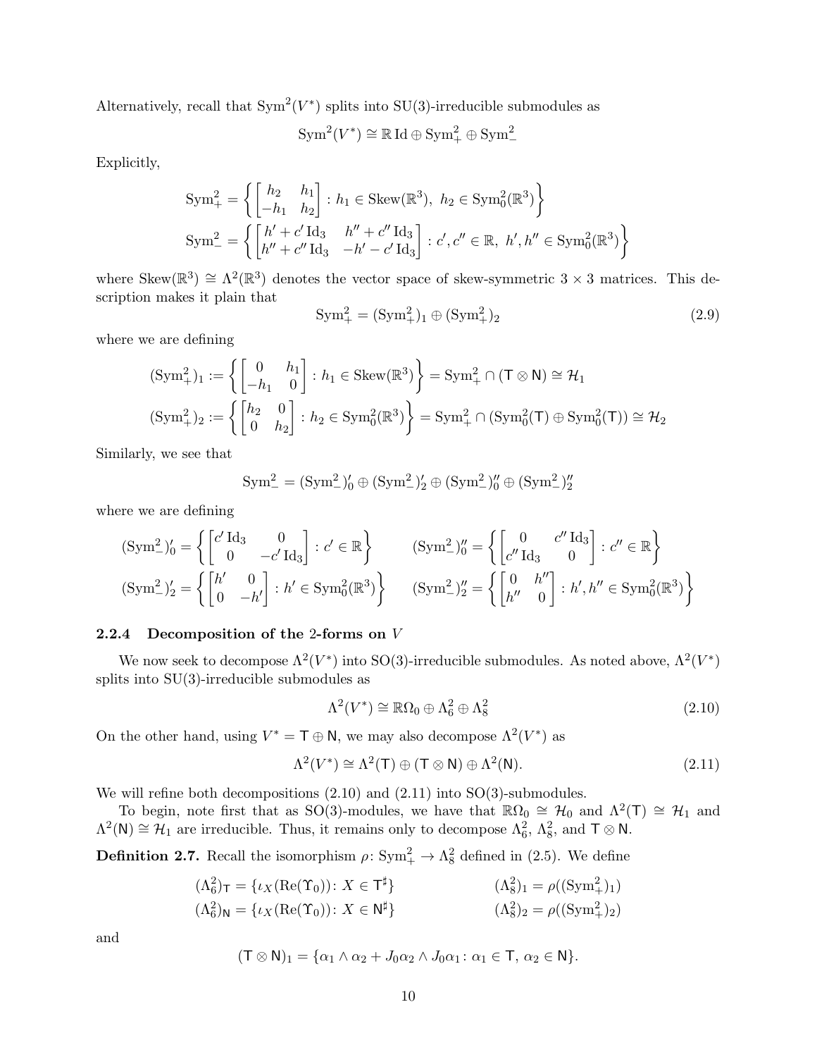Alternatively, recall that $\mathrm{Sym}^2(V^*)$ splits into SU(3)-irreducible submodules as

$$\mathrm{Sym}^2(V^*) \cong \mathbb{R}\,\mathrm{Id} \oplus \mathrm{Sym}^2_+ \oplus \mathrm{Sym}^2_-$$

Explicitly,

$$\mathrm{Sym}^2_+ = \left\{ \begin{bmatrix} h_2 & h_1 \\ -h_1 & h_2 \end{bmatrix} : h_1 \in \mathrm{Skew}(\mathbb{R}^3),\ h_2 \in \mathrm{Sym}^2_0(\mathbb{R}^3) \right\}$$

$$\mathrm{Sym}^2_- = \left\{ \begin{bmatrix} h' + c'\,\mathrm{Id}_3 & h'' + c''\,\mathrm{Id}_3 \\ h'' + c''\,\mathrm{Id}_3 & -h' - c'\,\mathrm{Id}_3 \end{bmatrix} : c', c'' \in \mathbb{R},\ h', h'' \in \mathrm{Sym}^2_0(\mathbb{R}^3) \right\}$$

where $\mathrm{Skew}(\mathbb{R}^3) \cong \Lambda^2(\mathbb{R}^3)$ denotes the vector space of skew-symmetric $3 \times 3$ matrices. This description makes it plain that

$$\mathrm{Sym}^2_+ = (\mathrm{Sym}^2_+)_1 \oplus (\mathrm{Sym}^2_+)_2 \tag{2.9}$$

where we are defining

$$(\mathrm{Sym}^2_+)_1 := \left\{ \begin{bmatrix} 0 & h_1 \\ -h_1 & 0 \end{bmatrix} : h_1 \in \mathrm{Skew}(\mathbb{R}^3) \right\} = \mathrm{Sym}^2_+ \cap (\mathsf{T} \otimes \mathsf{N}) \cong \mathcal{H}_1$$

$$(\mathrm{Sym}^2_+)_2 := \left\{ \begin{bmatrix} h_2 & 0 \\ 0 & h_2 \end{bmatrix} : h_2 \in \mathrm{Sym}^2_0(\mathbb{R}^3) \right\} = \mathrm{Sym}^2_+ \cap (\mathrm{Sym}^2_0(\mathsf{T}) \oplus \mathrm{Sym}^2_0(\mathsf{T})) \cong \mathcal{H}_2$$

Similarly, we see that

$$\mathrm{Sym}^2_- = (\mathrm{Sym}^2_-)'_0 \oplus (\mathrm{Sym}^2_-)'_2 \oplus (\mathrm{Sym}^2_-)''_0 \oplus (\mathrm{Sym}^2_-)''_2$$

where we are defining

$$(\mathrm{Sym}^2_-)'_0 = \left\{ \begin{bmatrix} c'\,\mathrm{Id}_3 & 0 \\ 0 & -c'\,\mathrm{Id}_3 \end{bmatrix} : c' \in \mathbb{R} \right\} \qquad (\mathrm{Sym}^2_-)''_0 = \left\{ \begin{bmatrix} 0 & c''\,\mathrm{Id}_3 \\ c''\,\mathrm{Id}_3 & 0 \end{bmatrix} : c'' \in \mathbb{R} \right\}$$

$$(\mathrm{Sym}^2_-)'_2 = \left\{ \begin{bmatrix} h' & 0 \\ 0 & -h' \end{bmatrix} : h' \in \mathrm{Sym}^2_0(\mathbb{R}^3) \right\} \qquad (\mathrm{Sym}^2_-)''_2 = \left\{ \begin{bmatrix} 0 & h'' \\ h'' & 0 \end{bmatrix} : h', h'' \in \mathrm{Sym}^2_0(\mathbb{R}^3) \right\}$$

### 2.2.4 Decomposition of the 2-forms on $V$

We now seek to decompose $\Lambda^2(V^*)$ into SO(3)-irreducible submodules. As noted above, $\Lambda^2(V^*)$ splits into SU(3)-irreducible submodules as

$$\Lambda^2(V^*) \cong \mathbb{R}\Omega_0 \oplus \Lambda^2_6 \oplus \Lambda^2_8 \tag{2.10}$$

On the other hand, using $V^* = \mathsf{T} \oplus \mathsf{N}$, we may also decompose $\Lambda^2(V^*)$ as

$$\Lambda^2(V^*) \cong \Lambda^2(\mathsf{T}) \oplus (\mathsf{T} \otimes \mathsf{N}) \oplus \Lambda^2(\mathsf{N}). \tag{2.11}$$

We will refine both decompositions (2.10) and (2.11) into SO(3)-submodules.

To begin, note first that as SO(3)-modules, we have that $\mathbb{R}\Omega_0 \cong \mathcal{H}_0$ and $\Lambda^2(\mathsf{T}) \cong \mathcal{H}_1$ and $\Lambda^2(\mathsf{N}) \cong \mathcal{H}_1$ are irreducible. Thus, it remains only to decompose $\Lambda^2_6$, $\Lambda^2_8$, and $\mathsf{T} \otimes \mathsf{N}$.

**Definition 2.7.** Recall the isomorphism $\rho\colon \mathrm{Sym}^2_+ \to \Lambda^2_8$ defined in (2.5). We define

$$(\Lambda^2_6)_{\mathsf{T}} = \{\iota_X(\mathrm{Re}(\Upsilon_0))\colon X \in \mathsf{T}^\sharp\} \qquad (\Lambda^2_8)_1 = \rho((\mathrm{Sym}^2_+)_1)$$

$$(\Lambda^2_6)_{\mathsf{N}} = \{\iota_X(\mathrm{Re}(\Upsilon_0))\colon X \in \mathsf{N}^\sharp\} \qquad (\Lambda^2_8)_2 = \rho((\mathrm{Sym}^2_+)_2)$$

and

$$(\mathsf{T} \otimes \mathsf{N})_1 = \{\alpha_1 \wedge \alpha_2 + J_0\alpha_2 \wedge J_0\alpha_1 \colon \alpha_1 \in \mathsf{T},\ \alpha_2 \in \mathsf{N}\}.$$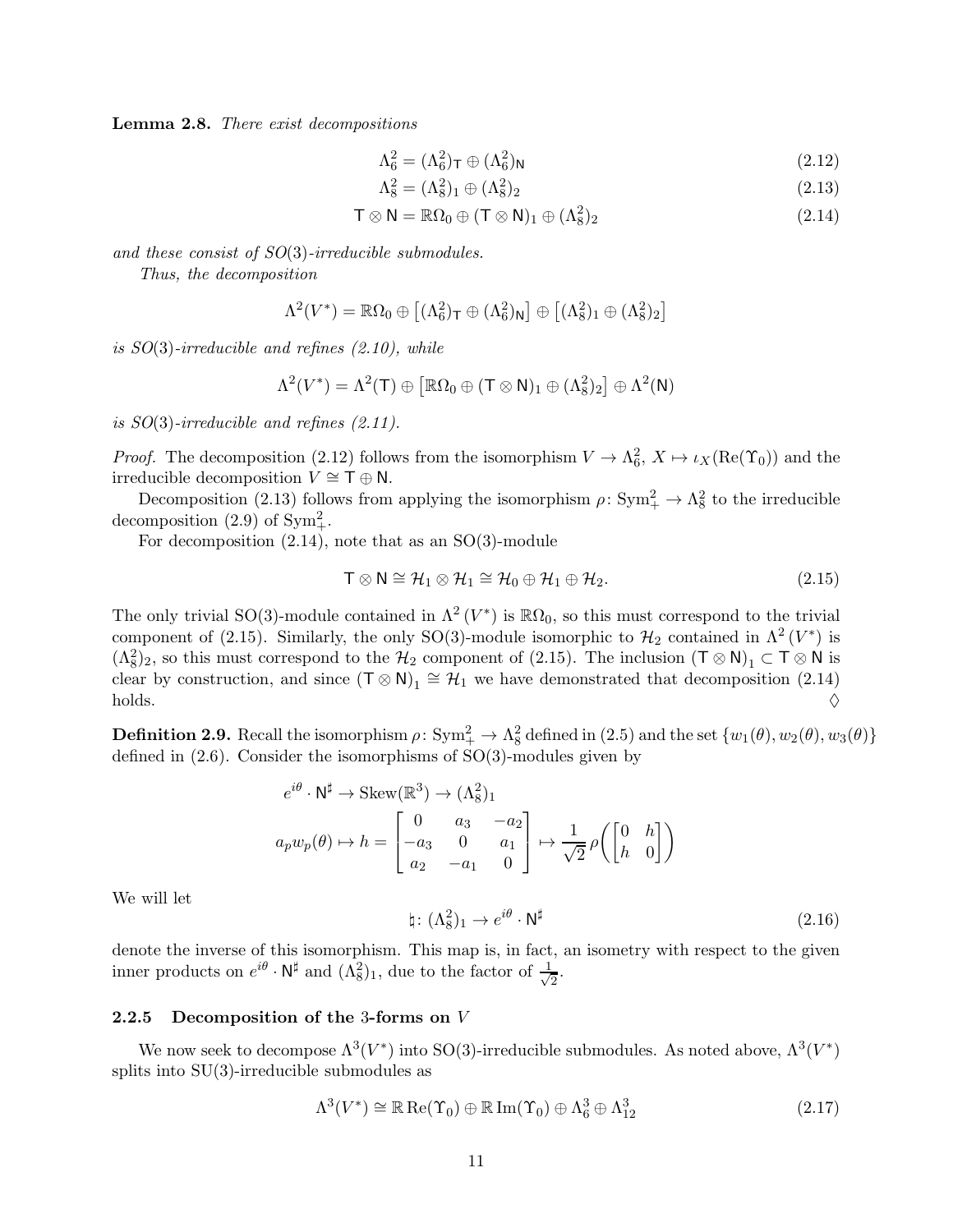**Lemma 2.8.** *There exist decompositions*

$$\Lambda^2_6 = (\Lambda^2_6)_{\mathsf{T}} \oplus (\Lambda^2_6)_{\mathsf{N}} \tag{2.12}$$

$$\Lambda^2_8 = (\Lambda^2_8)_1 \oplus (\Lambda^2_8)_2 \tag{2.13}$$

$$\mathsf{T} \otimes \mathsf{N} = \mathbb{R}\Omega_0 \oplus (\mathsf{T} \otimes \mathsf{N})_1 \oplus (\Lambda^2_8)_2 \tag{2.14}$$

*and these consist of $SO(3)$-irreducible submodules.*

*Thus, the decomposition*

$$\Lambda^2(V^*) = \mathbb{R}\Omega_0 \oplus \left[(\Lambda^2_6)_{\mathsf{T}} \oplus (\Lambda^2_6)_{\mathsf{N}}\right] \oplus \left[(\Lambda^2_8)_1 \oplus (\Lambda^2_8)_2\right]$$

*is $SO(3)$-irreducible and refines (2.10), while*

$$\Lambda^2(V^*) = \Lambda^2(\mathsf{T}) \oplus \left[\mathbb{R}\Omega_0 \oplus (\mathsf{T} \otimes \mathsf{N})_1 \oplus (\Lambda^2_8)_2\right] \oplus \Lambda^2(\mathsf{N})$$

*is $SO(3)$-irreducible and refines (2.11).*

*Proof.* The decomposition (2.12) follows from the isomorphism $V \to \Lambda^2_6$, $X \mapsto \iota_X(\mathrm{Re}(\Upsilon_0))$ and the irreducible decomposition $V \cong \mathsf{T} \oplus \mathsf{N}$.

Decomposition (2.13) follows from applying the isomorphism $\rho\colon \mathrm{Sym}^2_+ \to \Lambda^2_8$ to the irreducible decomposition (2.9) of $\mathrm{Sym}^2_+$.

For decomposition (2.14), note that as an SO(3)-module

$$\mathsf{T} \otimes \mathsf{N} \cong \mathcal{H}_1 \otimes \mathcal{H}_1 \cong \mathcal{H}_0 \oplus \mathcal{H}_1 \oplus \mathcal{H}_2. \tag{2.15}$$

The only trivial SO(3)-module contained in $\Lambda^2(V^*)$ is $\mathbb{R}\Omega_0$, so this must correspond to the trivial component of (2.15). Similarly, the only SO(3)-module isomorphic to $\mathcal{H}_2$ contained in $\Lambda^2(V^*)$ is $(\Lambda^2_8)_2$, so this must correspond to the $\mathcal{H}_2$ component of (2.15). The inclusion $(\mathsf{T} \otimes \mathsf{N})_1 \subset \mathsf{T} \otimes \mathsf{N}$ is clear by construction, and since $(\mathsf{T} \otimes \mathsf{N})_1 \cong \mathcal{H}_1$ we have demonstrated that decomposition (2.14) holds. ♢

**Definition 2.9.** Recall the isomorphism $\rho\colon \mathrm{Sym}^2_+ \to \Lambda^2_8$ defined in (2.5) and the set $\{w_1(\theta), w_2(\theta), w_3(\theta)\}$ defined in (2.6). Consider the isomorphisms of SO(3)-modules given by

$$e^{i\theta} \cdot \mathsf{N}^\sharp \to \mathrm{Skew}(\mathbb{R}^3) \to (\Lambda^2_8)_1$$

$$a_p w_p(\theta) \mapsto h = \begin{bmatrix} 0 & a_3 & -a_2 \\ -a_3 & 0 & a_1 \\ a_2 & -a_1 & 0 \end{bmatrix} \mapsto \frac{1}{\sqrt{2}}\,\rho\left(\begin{bmatrix} 0 & h \\ h & 0 \end{bmatrix}\right)$$

We will let

$$\natural\colon (\Lambda^2_8)_1 \to e^{i\theta} \cdot \mathsf{N}^\sharp \tag{2.16}$$

denote the inverse of this isomorphism. This map is, in fact, an isometry with respect to the given inner products on $e^{i\theta} \cdot \mathsf{N}^\sharp$ and $(\Lambda^2_8)_1$, due to the factor of $\frac{1}{\sqrt{2}}$.

### 2.2.5 Decomposition of the 3-forms on $V$

We now seek to decompose $\Lambda^3(V^*)$ into SO(3)-irreducible submodules. As noted above, $\Lambda^3(V^*)$ splits into SU(3)-irreducible submodules as

$$\Lambda^3(V^*) \cong \mathbb{R}\,\mathrm{Re}(\Upsilon_0) \oplus \mathbb{R}\,\mathrm{Im}(\Upsilon_0) \oplus \Lambda^3_6 \oplus \Lambda^3_{12} \tag{2.17}$$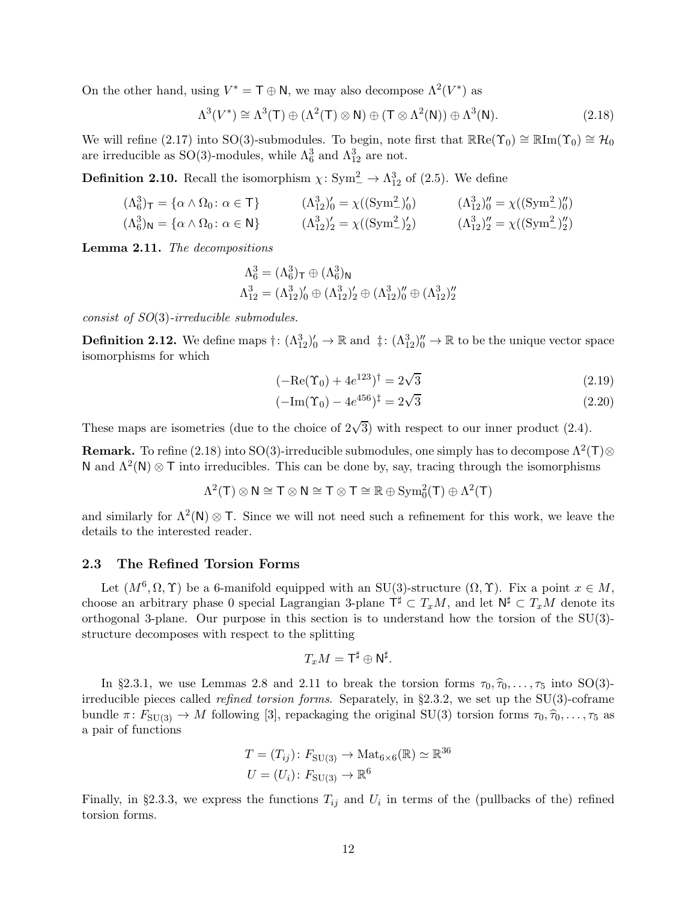On the other hand, using $V^* = \mathsf{T} \oplus \mathsf{N}$, we may also decompose $\Lambda^2(V^*)$ as

$$\Lambda^3(V^*) \cong \Lambda^3(\mathsf{T}) \oplus (\Lambda^2(\mathsf{T}) \otimes \mathsf{N}) \oplus (\mathsf{T} \otimes \Lambda^2(\mathsf{N})) \oplus \Lambda^3(\mathsf{N}). \tag{2.18}$$

We will refine (2.17) into SO(3)-submodules. To begin, note first that $\mathbb{R}\mathrm{Re}(\Upsilon_0) \cong \mathbb{R}\mathrm{Im}(\Upsilon_0) \cong \mathcal{H}_0$ are irreducible as SO(3)-modules, while $\Lambda^3_6$ and $\Lambda^3_{12}$ are not.

**Definition 2.10.** Recall the isomorphism $\chi\colon \mathrm{Sym}^2_- \to \Lambda^3_{12}$ of (2.5). We define

$$\begin{aligned}
(\Lambda^3_6)_{\mathsf{T}} &= \{\alpha \wedge \Omega_0 \colon \alpha \in \mathsf{T}\} & (\Lambda^3_{12})'_0 &= \chi((\mathrm{Sym}^2_-)'_0) & (\Lambda^3_{12})''_0 &= \chi((\mathrm{Sym}^2_-)''_0) \\
(\Lambda^3_6)_{\mathsf{N}} &= \{\alpha \wedge \Omega_0 \colon \alpha \in \mathsf{N}\} & (\Lambda^3_{12})'_2 &= \chi((\mathrm{Sym}^2_-)'_2) & (\Lambda^3_{12})''_2 &= \chi((\mathrm{Sym}^2_-)''_2)
\end{aligned}$$

**Lemma 2.11.** *The decompositions*

$$\begin{aligned}
\Lambda^3_6 &= (\Lambda^3_6)_{\mathsf{T}} \oplus (\Lambda^3_6)_{\mathsf{N}} \\
\Lambda^3_{12} &= (\Lambda^3_{12})'_0 \oplus (\Lambda^3_{12})'_2 \oplus (\Lambda^3_{12})''_0 \oplus (\Lambda^3_{12})''_2
\end{aligned}$$

*consist of SO(3)-irreducible submodules.*

**Definition 2.12.** We define maps $\dagger\colon (\Lambda^3_{12})'_0 \to \mathbb{R}$ and $\ddagger\colon (\Lambda^3_{12})''_0 \to \mathbb{R}$ to be the unique vector space isomorphisms for which

$$(-\mathrm{Re}(\Upsilon_0) + 4e^{123})^\dagger = 2\sqrt{3} \tag{2.19}$$

$$(-\mathrm{Im}(\Upsilon_0) - 4e^{456})^\ddagger = 2\sqrt{3} \tag{2.20}$$

These maps are isometries (due to the choice of $2\sqrt{3}$) with respect to our inner product (2.4).

**Remark.** To refine (2.18) into SO(3)-irreducible submodules, one simply has to decompose $\Lambda^2(\mathsf{T}) \otimes \mathsf{N}$ and $\Lambda^2(\mathsf{N}) \otimes \mathsf{T}$ into irreducibles. This can be done by, say, tracing through the isomorphisms

$$\Lambda^2(\mathsf{T}) \otimes \mathsf{N} \cong \mathsf{T} \otimes \mathsf{N} \cong \mathsf{T} \otimes \mathsf{T} \cong \mathbb{R} \oplus \mathrm{Sym}^2_0(\mathsf{T}) \oplus \Lambda^2(\mathsf{T})$$

and similarly for $\Lambda^2(\mathsf{N}) \otimes \mathsf{T}$. Since we will not need such a refinement for this work, we leave the details to the interested reader.

### 2.3 The Refined Torsion Forms

Let $(M^6, \Omega, \Upsilon)$ be a 6-manifold equipped with an SU(3)-structure $(\Omega, \Upsilon)$. Fix a point $x \in M$, choose an arbitrary phase 0 special Lagrangian 3-plane $\mathsf{T}^\sharp \subset T_xM$, and let $\mathsf{N}^\sharp \subset T_xM$ denote its orthogonal 3-plane. Our purpose in this section is to understand how the torsion of the SU(3)-structure decomposes with respect to the splitting

$$T_xM = \mathsf{T}^\sharp \oplus \mathsf{N}^\sharp.$$

In §2.3.1, we use Lemmas 2.8 and 2.11 to break the torsion forms $\tau_0, \widehat{\tau}_0, \ldots, \tau_5$ into SO(3)-irreducible pieces called *refined torsion forms*. Separately, in §2.3.2, we set up the SU(3)-coframe bundle $\pi\colon F_{\mathrm{SU}(3)} \to M$ following [3], repackaging the original SU(3) torsion forms $\tau_0, \widehat{\tau}_0, \ldots, \tau_5$ as a pair of functions

$$\begin{aligned}
T = (T_{ij})&\colon F_{\mathrm{SU}(3)} \to \mathrm{Mat}_{6\times 6}(\mathbb{R}) \simeq \mathbb{R}^{36} \\
U = (U_i)&\colon F_{\mathrm{SU}(3)} \to \mathbb{R}^6
\end{aligned}$$

Finally, in §2.3.3, we express the functions $T_{ij}$ and $U_i$ in terms of the (pullbacks of the) refined torsion forms.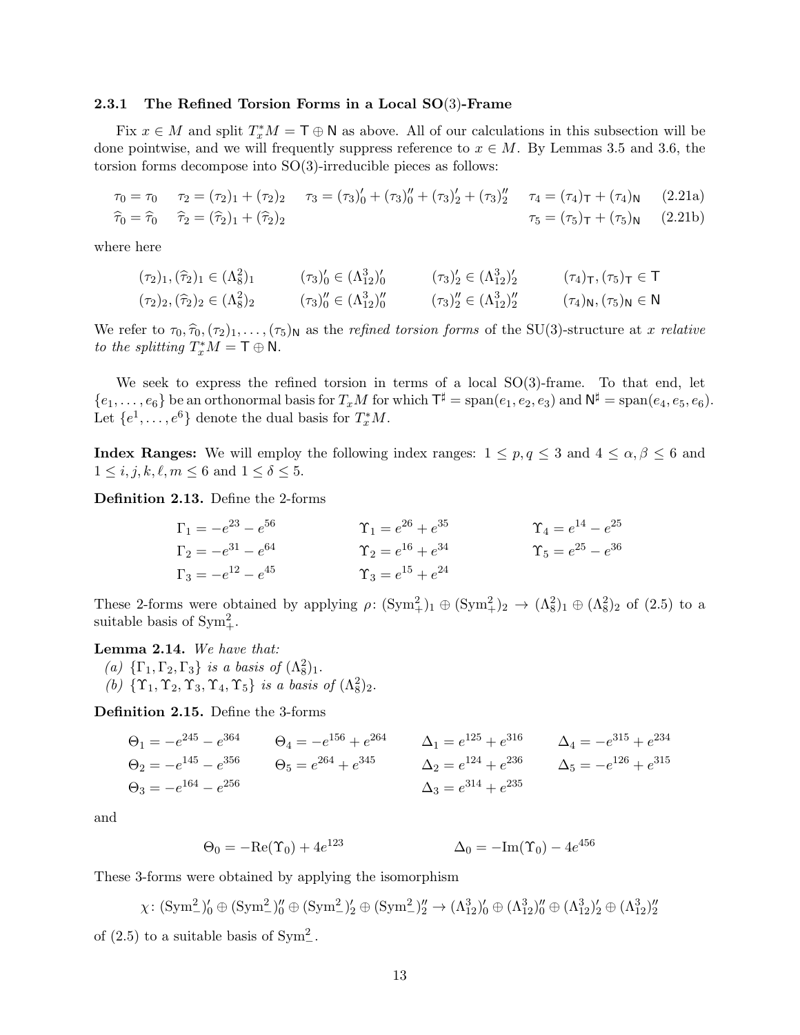### 2.3.1 The Refined Torsion Forms in a Local SO(3)-Frame

Fix $x \in M$ and split $T_x^*M = \mathsf{T} \oplus \mathsf{N}$ as above. All of our calculations in this subsection will be done pointwise, and we will frequently suppress reference to $x \in M$. By Lemmas 3.5 and 3.6, the torsion forms decompose into SO(3)-irreducible pieces as follows:

$$\tau_0 = \tau_0 \quad \tau_2 = (\tau_2)_1 + (\tau_2)_2 \quad \tau_3 = (\tau_3)_0' + (\tau_3)_0'' + (\tau_3)_2' + (\tau_3)_2'' \quad \tau_4 = (\tau_4)_{\mathsf{T}} + (\tau_4)_{\mathsf{N}} \tag{2.21a}$$

$$\widehat{\tau}_0 = \widehat{\tau}_0 \quad \widehat{\tau}_2 = (\widehat{\tau}_2)_1 + (\widehat{\tau}_2)_2 \quad \tau_5 = (\tau_5)_{\mathsf{T}} + (\tau_5)_{\mathsf{N}} \tag{2.21b}$$

where here

$$(\tau_2)_1, (\widehat{\tau}_2)_1 \in (\Lambda^2_8)_1 \qquad (\tau_3)_0' \in (\Lambda^3_{12})_0' \qquad (\tau_3)_2' \in (\Lambda^3_{12})_2' \qquad (\tau_4)_{\mathsf{T}}, (\tau_5)_{\mathsf{T}} \in \mathsf{T}$$

$$(\tau_2)_2, (\widehat{\tau}_2)_2 \in (\Lambda^2_8)_2 \qquad (\tau_3)_0'' \in (\Lambda^3_{12})_0'' \qquad (\tau_3)_2'' \in (\Lambda^3_{12})_2'' \qquad (\tau_4)_{\mathsf{N}}, (\tau_5)_{\mathsf{N}} \in \mathsf{N}$$

We refer to $\tau_0, \widehat{\tau}_0, (\tau_2)_1, \ldots, (\tau_5)_{\mathsf{N}}$ as the *refined torsion forms* of the SU(3)-structure at $x$ *relative to the splitting* $T_x^*M = \mathsf{T} \oplus \mathsf{N}$.

We seek to express the refined torsion in terms of a local SO(3)-frame. To that end, let $\{e_1, \ldots, e_6\}$ be an orthonormal basis for $T_xM$ for which $\mathsf{T}^\sharp = \text{span}(e_1, e_2, e_3)$ and $\mathsf{N}^\sharp = \text{span}(e_4, e_5, e_6)$. Let $\{e^1, \ldots, e^6\}$ denote the dual basis for $T_x^*M$.

**Index Ranges:** We will employ the following index ranges: $1 \leq p, q \leq 3$ and $4 \leq \alpha, \beta \leq 6$ and $1 \leq i, j, k, \ell, m \leq 6$ and $1 \leq \delta \leq 5$.

**Definition 2.13.** Define the 2-forms

$$\Gamma_1 = -e^{23} - e^{56} \qquad \Upsilon_1 = e^{26} + e^{35} \qquad \Upsilon_4 = e^{14} - e^{25}$$
$$\Gamma_2 = -e^{31} - e^{64} \qquad \Upsilon_2 = e^{16} + e^{34} \qquad \Upsilon_5 = e^{25} - e^{36}$$
$$\Gamma_3 = -e^{12} - e^{45} \qquad \Upsilon_3 = e^{15} + e^{24}$$

These 2-forms were obtained by applying $\rho \colon (\text{Sym}^2_+)_1 \oplus (\text{Sym}^2_+)_2 \to (\Lambda^2_8)_1 \oplus (\Lambda^2_8)_2$ of (2.5) to a suitable basis of $\text{Sym}^2_+$.

**Lemma 2.14.** *We have that:*
*(a)* $\{\Gamma_1, \Gamma_2, \Gamma_3\}$ *is a basis of* $(\Lambda^2_8)_1$.
*(b)* $\{\Upsilon_1, \Upsilon_2, \Upsilon_3, \Upsilon_4, \Upsilon_5\}$ *is a basis of* $(\Lambda^2_8)_2$.

**Definition 2.15.** Define the 3-forms

$$\Theta_1 = -e^{245} - e^{364} \qquad \Theta_4 = -e^{156} + e^{264} \qquad \Delta_1 = e^{125} + e^{316} \qquad \Delta_4 = -e^{315} + e^{234}$$
$$\Theta_2 = -e^{145} - e^{356} \qquad \Theta_5 = e^{264} + e^{345} \qquad \Delta_2 = e^{124} + e^{236} \qquad \Delta_5 = -e^{126} + e^{315}$$
$$\Theta_3 = -e^{164} - e^{256} \qquad \Delta_3 = e^{314} + e^{235}$$

and

$$\Theta_0 = -\text{Re}(\Upsilon_0) + 4e^{123} \qquad \Delta_0 = -\text{Im}(\Upsilon_0) - 4e^{456}$$

These 3-forms were obtained by applying the isomorphism

$$\chi \colon (\text{Sym}^2_-)_0' \oplus (\text{Sym}^2_-)_0'' \oplus (\text{Sym}^2_-)_2' \oplus (\text{Sym}^2_-)_2'' \to (\Lambda^3_{12})_0' \oplus (\Lambda^3_{12})_0'' \oplus (\Lambda^3_{12})_2' \oplus (\Lambda^3_{12})_2''$$

of (2.5) to a suitable basis of $\text{Sym}^2_-$.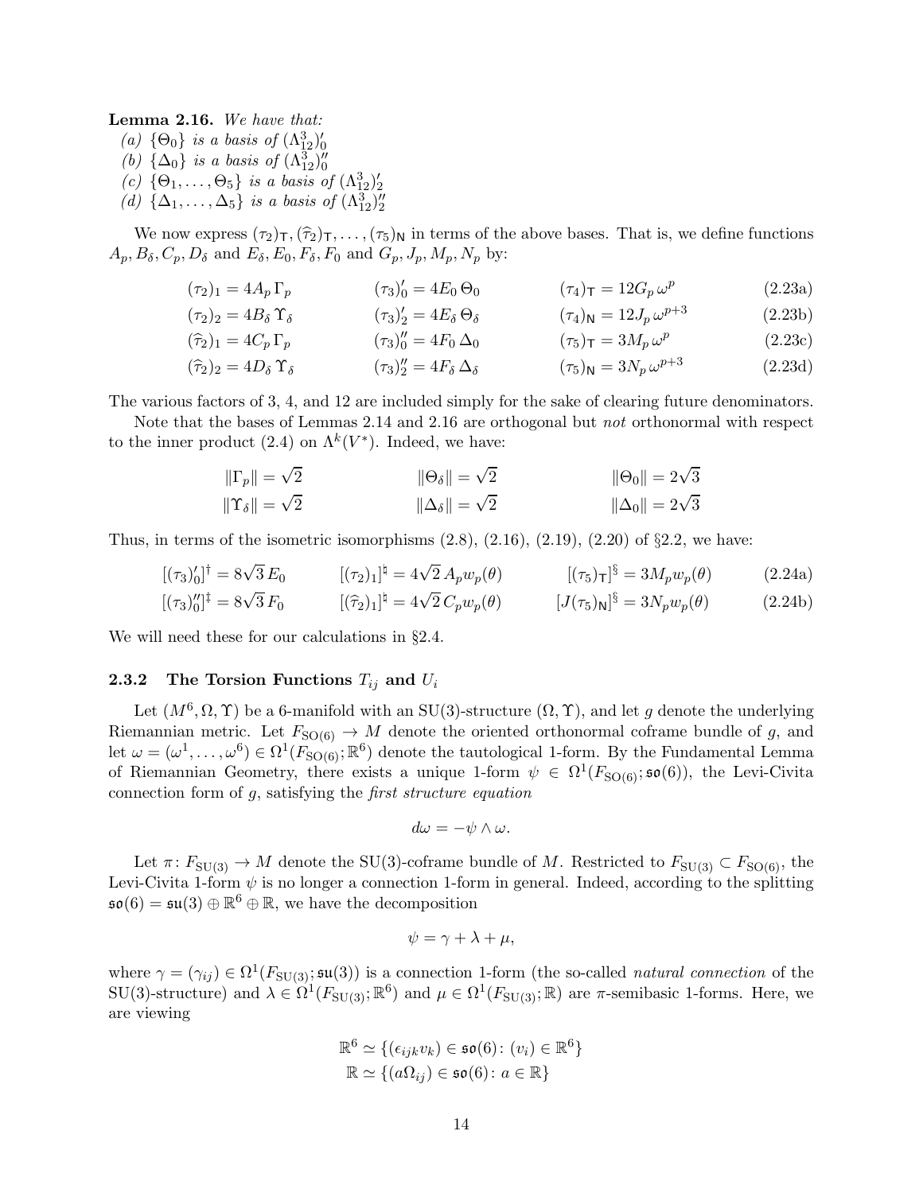**Lemma 2.16.** *We have that:*

*(a)* $\{\Theta_0\}$ *is a basis of* $(\Lambda^3_{12})'_0$

*(b)* $\{\Delta_0\}$ *is a basis of* $(\Lambda^3_{12})''_0$

*(c)* $\{\Theta_1, \ldots, \Theta_5\}$ *is a basis of* $(\Lambda^3_{12})'_2$

*(d)* $\{\Delta_1, \ldots, \Delta_5\}$ *is a basis of* $(\Lambda^3_{12})''_2$

We now express $(\tau_2)_{\mathsf{T}}, (\widehat{\tau}_2)_{\mathsf{T}}, \ldots, (\tau_5)_{\mathsf{N}}$ in terms of the above bases. That is, we define functions $A_p, B_\delta, C_p, D_\delta$ and $E_\delta, E_0, F_\delta, F_0$ and $G_p, J_p, M_p, N_p$ by:

$$(\tau_2)_1 = 4A_p\,\Gamma_p \qquad (\tau_3)'_0 = 4E_0\,\Theta_0 \qquad (\tau_4)_{\mathsf{T}} = 12G_p\,\omega^p \tag{2.23a}$$

$$(\tau_2)_2 = 4B_\delta\,\Upsilon_\delta \qquad (\tau_3)'_2 = 4E_\delta\,\Theta_\delta \qquad (\tau_4)_{\mathsf{N}} = 12J_p\,\omega^{p+3} \tag{2.23b}$$

$$(\widehat{\tau}_2)_1 = 4C_p\,\Gamma_p \qquad (\tau_3)''_0 = 4F_0\,\Delta_0 \qquad (\tau_5)_{\mathsf{T}} = 3M_p\,\omega^p \tag{2.23c}$$

$$(\widehat{\tau}_2)_2 = 4D_\delta\,\Upsilon_\delta \qquad (\tau_3)''_2 = 4F_\delta\,\Delta_\delta \qquad (\tau_5)_{\mathsf{N}} = 3N_p\,\omega^{p+3} \tag{2.23d}$$

The various factors of 3, 4, and 12 are included simply for the sake of clearing future denominators.

Note that the bases of Lemmas 2.14 and 2.16 are orthogonal but *not* orthonormal with respect to the inner product (2.4) on $\Lambda^k(V^*)$. Indeed, we have:

$$\|\Gamma_p\| = \sqrt{2} \qquad \|\Theta_\delta\| = \sqrt{2} \qquad \|\Theta_0\| = 2\sqrt{3}$$

$$\|\Upsilon_\delta\| = \sqrt{2} \qquad \|\Delta_\delta\| = \sqrt{2} \qquad \|\Delta_0\| = 2\sqrt{3}$$

Thus, in terms of the isometric isomorphisms (2.8), (2.16), (2.19), (2.20) of §2.2, we have:

$$[(\tau_3)'_0]^\dagger = 8\sqrt{3}\,E_0 \qquad [(\tau_2)_1]^\natural = 4\sqrt{2}\,A_p w_p(\theta) \qquad [(\tau_5)_{\mathsf{T}}]^\S = 3M_p w_p(\theta) \tag{2.24a}$$

$$[(\tau_3)''_0]^\ddagger = 8\sqrt{3}\,F_0 \qquad [(\widehat{\tau}_2)_1]^\natural = 4\sqrt{2}\,C_p w_p(\theta) \qquad [J(\tau_5)_{\mathsf{N}}]^\S = 3N_p w_p(\theta) \tag{2.24b}$$

We will need these for our calculations in §2.4.

### 2.3.2 The Torsion Functions $T_{ij}$ and $U_i$

Let $(M^6, \Omega, \Upsilon)$ be a 6-manifold with an $\mathrm{SU}(3)$-structure $(\Omega, \Upsilon)$, and let $g$ denote the underlying Riemannian metric. Let $F_{\mathrm{SO}(6)} \to M$ denote the oriented orthonormal coframe bundle of $g$, and let $\omega = (\omega^1, \ldots, \omega^6) \in \Omega^1(F_{\mathrm{SO}(6)}; \mathbb{R}^6)$ denote the tautological 1-form. By the Fundamental Lemma of Riemannian Geometry, there exists a unique 1-form $\psi \in \Omega^1(F_{\mathrm{SO}(6)}; \mathfrak{so}(6))$, the Levi-Civita connection form of $g$, satisfying the *first structure equation*

$$d\omega = -\psi \wedge \omega.$$

Let $\pi\colon F_{\mathrm{SU}(3)} \to M$ denote the $\mathrm{SU}(3)$-coframe bundle of $M$. Restricted to $F_{\mathrm{SU}(3)} \subset F_{\mathrm{SO}(6)}$, the Levi-Civita 1-form $\psi$ is no longer a connection 1-form in general. Indeed, according to the splitting $\mathfrak{so}(6) = \mathfrak{su}(3) \oplus \mathbb{R}^6 \oplus \mathbb{R}$, we have the decomposition

$$\psi = \gamma + \lambda + \mu,$$

where $\gamma = (\gamma_{ij}) \in \Omega^1(F_{\mathrm{SU}(3)}; \mathfrak{su}(3))$ is a connection 1-form (the so-called *natural connection* of the $\mathrm{SU}(3)$-structure) and $\lambda \in \Omega^1(F_{\mathrm{SU}(3)}; \mathbb{R}^6)$ and $\mu \in \Omega^1(F_{\mathrm{SU}(3)}; \mathbb{R})$ are $\pi$-semibasic 1-forms. Here, we are viewing

$$\mathbb{R}^6 \simeq \{(\epsilon_{ijk} v_k) \in \mathfrak{so}(6) \colon (v_i) \in \mathbb{R}^6\}$$

$$\mathbb{R} \simeq \{(a\Omega_{ij}) \in \mathfrak{so}(6) \colon a \in \mathbb{R}\}$$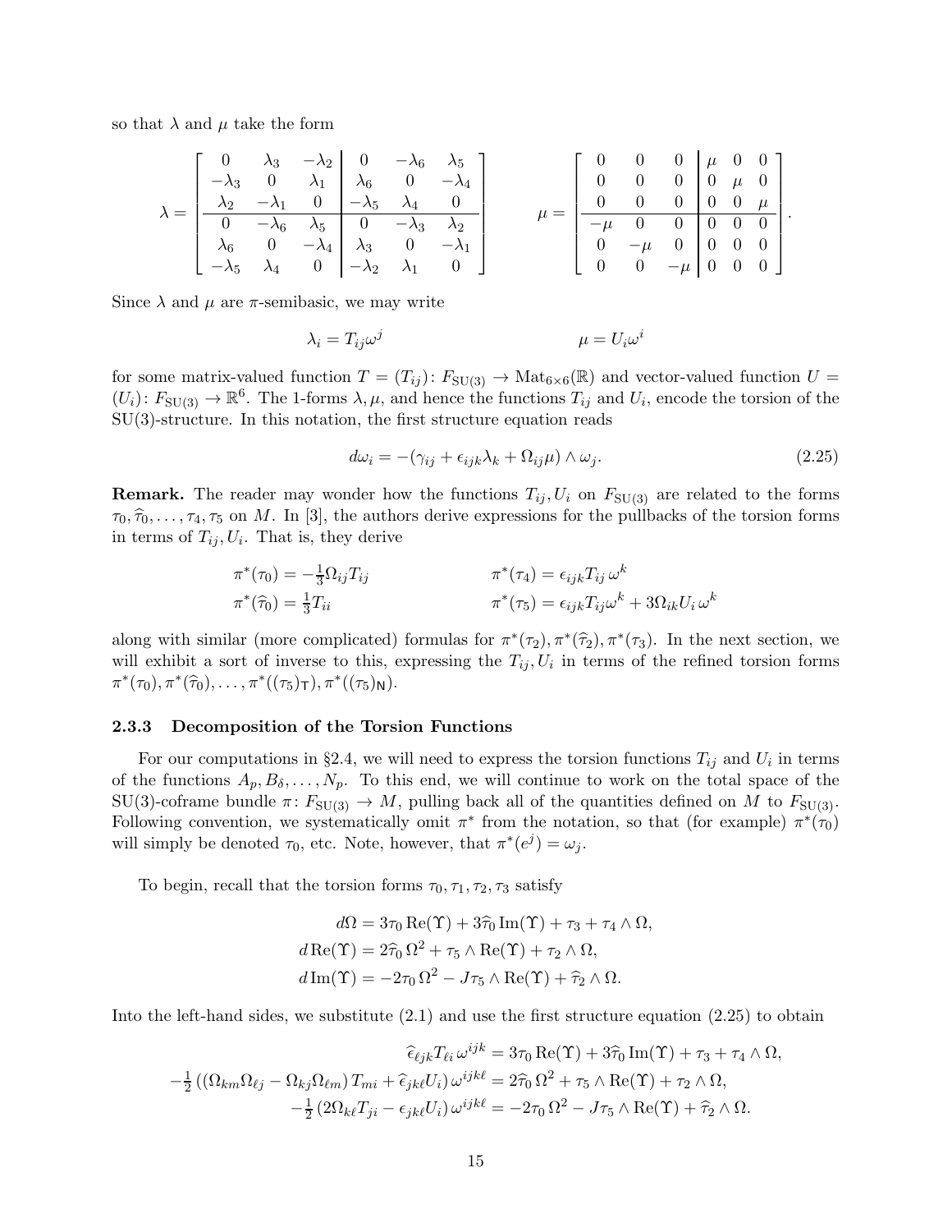so that $\lambda$ and $\mu$ take the form

$$
\lambda = \left[\begin{array}{ccc|ccc} 0 & \lambda_3 & -\lambda_2 & 0 & -\lambda_6 & \lambda_5 \\ -\lambda_3 & 0 & \lambda_1 & \lambda_6 & 0 & -\lambda_4 \\ \lambda_2 & -\lambda_1 & 0 & -\lambda_5 & \lambda_4 & 0 \\ \hline 0 & -\lambda_6 & \lambda_5 & 0 & -\lambda_3 & \lambda_2 \\ \lambda_6 & 0 & -\lambda_4 & \lambda_3 & 0 & -\lambda_1 \\ -\lambda_5 & \lambda_4 & 0 & -\lambda_2 & \lambda_1 & 0 \end{array}\right] \qquad \mu = \left[\begin{array}{ccc|ccc} 0 & 0 & 0 & \mu & 0 & 0 \\ 0 & 0 & 0 & 0 & \mu & 0 \\ 0 & 0 & 0 & 0 & 0 & \mu \\ \hline -\mu & 0 & 0 & 0 & 0 & 0 \\ 0 & -\mu & 0 & 0 & 0 & 0 \\ 0 & 0 & -\mu & 0 & 0 & 0 \end{array}\right].
$$

Since $\lambda$ and $\mu$ are $\pi$-semibasic, we may write

$$
\lambda_i = T_{ij}\omega^j \qquad\qquad \mu = U_i\omega^i
$$

for some matrix-valued function $T = (T_{ij})\colon F_{\mathrm{SU}(3)} \to \mathrm{Mat}_{6\times 6}(\mathbb{R})$ and vector-valued function $U = (U_i)\colon F_{\mathrm{SU}(3)} \to \mathbb{R}^6$. The 1-forms $\lambda, \mu$, and hence the functions $T_{ij}$ and $U_i$, encode the torsion of the SU(3)-structure. In this notation, the first structure equation reads

$$
d\omega_i = -(\gamma_{ij} + \epsilon_{ijk}\lambda_k + \Omega_{ij}\mu) \wedge \omega_j. \tag{2.25}
$$

**Remark.** The reader may wonder how the functions $T_{ij}, U_i$ on $F_{\mathrm{SU}(3)}$ are related to the forms $\tau_0, \widehat{\tau}_0, \ldots, \tau_4, \tau_5$ on $M$. In [3], the authors derive expressions for the pullbacks of the torsion forms in terms of $T_{ij}, U_i$. That is, they derive

$$
\begin{aligned}
\pi^*(\tau_0) &= -\tfrac{1}{3}\Omega_{ij}T_{ij} & \qquad \pi^*(\tau_4) &= \epsilon_{ijk}T_{ij}\,\omega^k \\
\pi^*(\widehat{\tau}_0) &= \tfrac{1}{3}T_{ii} & \qquad \pi^*(\tau_5) &= \epsilon_{ijk}T_{ij}\omega^k + 3\Omega_{ik}U_i\,\omega^k
\end{aligned}
$$

along with similar (more complicated) formulas for $\pi^*(\tau_2), \pi^*(\widehat{\tau}_2), \pi^*(\tau_3)$. In the next section, we will exhibit a sort of inverse to this, expressing the $T_{ij}, U_i$ in terms of the refined torsion forms $\pi^*(\tau_0), \pi^*(\widehat{\tau}_0), \ldots, \pi^*((\tau_5)_{\mathsf{T}}), \pi^*((\tau_5)_{\mathsf{N}})$.

### 2.3.3 Decomposition of the Torsion Functions

For our computations in §2.4, we will need to express the torsion functions $T_{ij}$ and $U_i$ in terms of the functions $A_p, B_\delta, \ldots, N_p$. To this end, we will continue to work on the total space of the SU(3)-coframe bundle $\pi\colon F_{\mathrm{SU}(3)} \to M$, pulling back all of the quantities defined on $M$ to $F_{\mathrm{SU}(3)}$. Following convention, we systematically omit $\pi^*$ from the notation, so that (for example) $\pi^*(\tau_0)$ will simply be denoted $\tau_0$, etc. Note, however, that $\pi^*(e^j) = \omega_j$.

To begin, recall that the torsion forms $\tau_0, \tau_1, \tau_2, \tau_3$ satisfy

$$
\begin{aligned}
d\Omega &= 3\tau_0\,\mathrm{Re}(\Upsilon) + 3\widehat{\tau}_0\,\mathrm{Im}(\Upsilon) + \tau_3 + \tau_4 \wedge \Omega, \\
d\,\mathrm{Re}(\Upsilon) &= 2\widehat{\tau}_0\,\Omega^2 + \tau_5 \wedge \mathrm{Re}(\Upsilon) + \tau_2 \wedge \Omega, \\
d\,\mathrm{Im}(\Upsilon) &= -2\tau_0\,\Omega^2 - J\tau_5 \wedge \mathrm{Re}(\Upsilon) + \widehat{\tau}_2 \wedge \Omega.
\end{aligned}
$$

Into the left-hand sides, we substitute (2.1) and use the first structure equation (2.25) to obtain

$$
\begin{aligned}
\widehat{\epsilon}_{\ell jk}T_{\ell i}\,\omega^{ijk} &= 3\tau_0\,\mathrm{Re}(\Upsilon) + 3\widehat{\tau}_0\,\mathrm{Im}(\Upsilon) + \tau_3 + \tau_4 \wedge \Omega, \\
-\tfrac{1}{2}\left((\Omega_{km}\Omega_{\ell j} - \Omega_{kj}\Omega_{\ell m})\,T_{mi} + \widehat{\epsilon}_{jk\ell}U_i\right)\omega^{ijk\ell} &= 2\widehat{\tau}_0\,\Omega^2 + \tau_5 \wedge \mathrm{Re}(\Upsilon) + \tau_2 \wedge \Omega, \\
-\tfrac{1}{2}\left(2\Omega_{k\ell}T_{ji} - \epsilon_{jk\ell}U_i\right)\omega^{ijk\ell} &= -2\tau_0\,\Omega^2 - J\tau_5 \wedge \mathrm{Re}(\Upsilon) + \widehat{\tau}_2 \wedge \Omega.
\end{aligned}
$$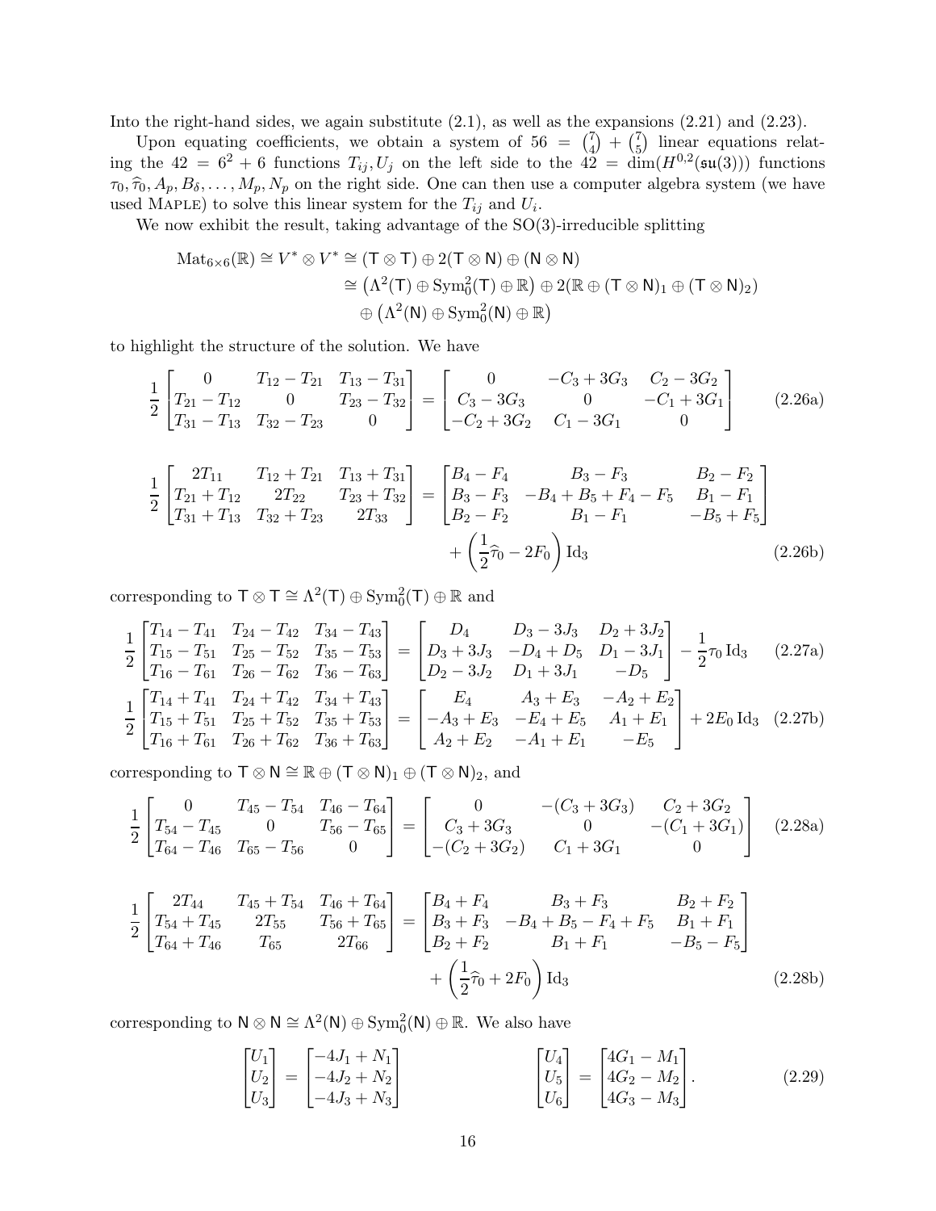Into the right-hand sides, we again substitute (2.1), as well as the expansions (2.21) and (2.23).

Upon equating coefficients, we obtain a system of $56 = \binom{7}{4} + \binom{7}{5}$ linear equations relating the $42 = 6^2 + 6$ functions $T_{ij}, U_j$ on the left side to the $42 = \dim(H^{0,2}(\mathfrak{su}(3)))$ functions $\tau_0, \widehat{\tau}_0, A_p, B_\delta, \ldots, M_p, N_p$ on the right side. One can then use a computer algebra system (we have used MAPLE) to solve this linear system for the $T_{ij}$ and $U_i$.

We now exhibit the result, taking advantage of the SO(3)-irreducible splitting

$$
\begin{aligned}
\mathrm{Mat}_{6\times 6}(\mathbb{R}) \cong V^* \otimes V^* &\cong (\mathsf{T}\otimes\mathsf{T}) \oplus 2(\mathsf{T}\otimes\mathsf{N}) \oplus (\mathsf{N}\otimes\mathsf{N}) \\
&\cong \left(\Lambda^2(\mathsf{T}) \oplus \mathrm{Sym}^2_0(\mathsf{T}) \oplus \mathbb{R}\right) \oplus 2(\mathbb{R} \oplus (\mathsf{T}\otimes\mathsf{N})_1 \oplus (\mathsf{T}\otimes\mathsf{N})_2) \\
&\quad \oplus \left(\Lambda^2(\mathsf{N}) \oplus \mathrm{Sym}^2_0(\mathsf{N}) \oplus \mathbb{R}\right)
\end{aligned}
$$

to highlight the structure of the solution. We have

$$
\frac{1}{2}\begin{bmatrix} 0 & T_{12}-T_{21} & T_{13}-T_{31} \\ T_{21}-T_{12} & 0 & T_{23}-T_{32} \\ T_{31}-T_{13} & T_{32}-T_{23} & 0 \end{bmatrix} = \begin{bmatrix} 0 & -C_3+3G_3 & C_2-3G_2 \\ C_3-3G_3 & 0 & -C_1+3G_1 \\ -C_2+3G_2 & C_1-3G_1 & 0 \end{bmatrix} \tag{2.26a}
$$

$$
\begin{aligned}
\frac{1}{2}\begin{bmatrix} 2T_{11} & T_{12}+T_{21} & T_{13}+T_{31} \\ T_{21}+T_{12} & 2T_{22} & T_{23}+T_{32} \\ T_{31}+T_{13} & T_{32}+T_{23} & 2T_{33} \end{bmatrix} &= \begin{bmatrix} B_4-F_4 & B_3-F_3 & B_2-F_2 \\ B_3-F_3 & -B_4+B_5+F_4-F_5 & B_1-F_1 \\ B_2-F_2 & B_1-F_1 & -B_5+F_5 \end{bmatrix} \\
&\quad + \left(\frac{1}{2}\widehat{\tau}_0 - 2F_0\right)\mathrm{Id}_3
\end{aligned} \tag{2.26b}
$$

corresponding to $\mathsf{T}\otimes\mathsf{T} \cong \Lambda^2(\mathsf{T}) \oplus \mathrm{Sym}^2_0(\mathsf{T}) \oplus \mathbb{R}$ and

$$
\frac{1}{2}\begin{bmatrix} T_{14}-T_{41} & T_{24}-T_{42} & T_{34}-T_{43} \\ T_{15}-T_{51} & T_{25}-T_{52} & T_{35}-T_{53} \\ T_{16}-T_{61} & T_{26}-T_{62} & T_{36}-T_{63} \end{bmatrix} = \begin{bmatrix} D_4 & D_3-3J_3 & D_2+3J_2 \\ D_3+3J_3 & -D_4+D_5 & D_1-3J_1 \\ D_2-3J_2 & D_1+3J_1 & -D_5 \end{bmatrix} - \frac{1}{2}\tau_0\,\mathrm{Id}_3 \tag{2.27a}
$$

$$
\frac{1}{2}\begin{bmatrix} T_{14}+T_{41} & T_{24}+T_{42} & T_{34}+T_{43} \\ T_{15}+T_{51} & T_{25}+T_{52} & T_{35}+T_{53} \\ T_{16}+T_{61} & T_{26}+T_{62} & T_{36}+T_{63} \end{bmatrix} = \begin{bmatrix} E_4 & A_3+E_3 & -A_2+E_2 \\ -A_3+E_3 & -E_4+E_5 & A_1+E_1 \\ A_2+E_2 & -A_1+E_1 & -E_5 \end{bmatrix} + 2E_0\,\mathrm{Id}_3 \tag{2.27b}
$$

corresponding to $\mathsf{T}\otimes\mathsf{N} \cong \mathbb{R} \oplus (\mathsf{T}\otimes\mathsf{N})_1 \oplus (\mathsf{T}\otimes\mathsf{N})_2$, and

$$
\frac{1}{2}\begin{bmatrix} 0 & T_{45}-T_{54} & T_{46}-T_{64} \\ T_{54}-T_{45} & 0 & T_{56}-T_{65} \\ T_{64}-T_{46} & T_{65}-T_{56} & 0 \end{bmatrix} = \begin{bmatrix} 0 & -(C_3+3G_3) & C_2+3G_2 \\ C_3+3G_3 & 0 & -(C_1+3G_1) \\ -(C_2+3G_2) & C_1+3G_1 & 0 \end{bmatrix} \tag{2.28a}
$$

$$
\begin{aligned}
\frac{1}{2}\begin{bmatrix} 2T_{44} & T_{45}+T_{54} & T_{46}+T_{64} \\ T_{54}+T_{45} & 2T_{55} & T_{56}+T_{65} \\ T_{64}+T_{46} & T_{65} & 2T_{66} \end{bmatrix} &= \begin{bmatrix} B_4+F_4 & B_3+F_3 & B_2+F_2 \\ B_3+F_3 & -B_4+B_5-F_4+F_5 & B_1+F_1 \\ B_2+F_2 & B_1+F_1 & -B_5-F_5 \end{bmatrix} \\
&\quad + \left(\frac{1}{2}\widehat{\tau}_0 + 2F_0\right)\mathrm{Id}_3
\end{aligned} \tag{2.28b}
$$

corresponding to $\mathsf{N}\otimes\mathsf{N} \cong \Lambda^2(\mathsf{N}) \oplus \mathrm{Sym}^2_0(\mathsf{N}) \oplus \mathbb{R}$. We also have

$$
\begin{bmatrix} U_1 \\ U_2 \\ U_3 \end{bmatrix} = \begin{bmatrix} -4J_1+N_1 \\ -4J_2+N_2 \\ -4J_3+N_3 \end{bmatrix} \qquad \begin{bmatrix} U_4 \\ U_5 \\ U_6 \end{bmatrix} = \begin{bmatrix} 4G_1-M_1 \\ 4G_2-M_2 \\ 4G_3-M_3 \end{bmatrix}. \tag{2.29}
$$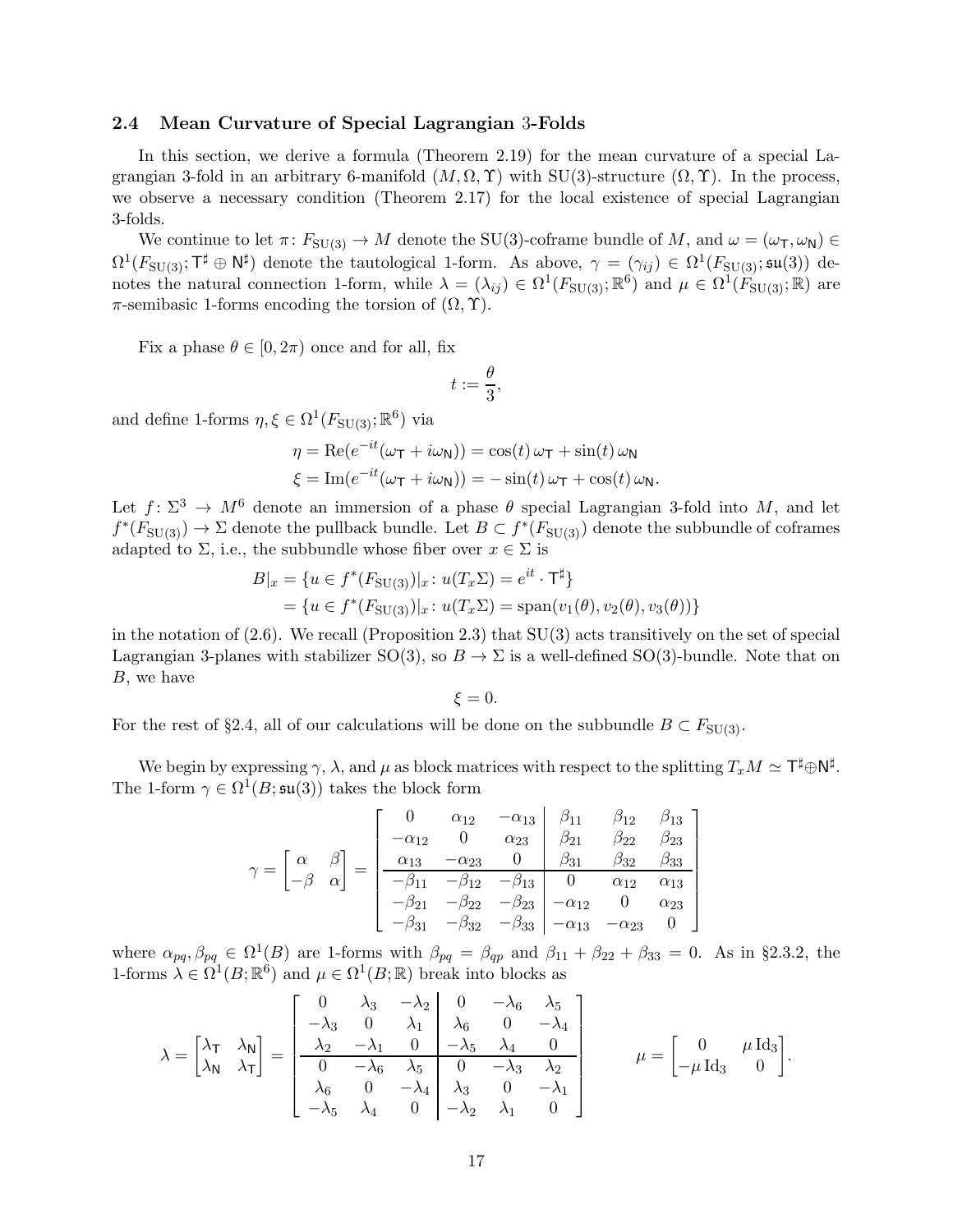### 2.4 Mean Curvature of Special Lagrangian 3-Folds

In this section, we derive a formula (Theorem 2.19) for the mean curvature of a special Lagrangian 3-fold in an arbitrary 6-manifold $(M, \Omega, \Upsilon)$ with SU(3)-structure $(\Omega, \Upsilon)$. In the process, we observe a necessary condition (Theorem 2.17) for the local existence of special Lagrangian 3-folds.

We continue to let $\pi\colon F_{\mathrm{SU}(3)} \to M$ denote the SU(3)-coframe bundle of $M$, and $\omega = (\omega_{\mathsf{T}}, \omega_{\mathsf{N}}) \in \Omega^1(F_{\mathrm{SU}(3)}; \mathsf{T}^\sharp \oplus \mathsf{N}^\sharp)$ denote the tautological 1-form. As above, $\gamma = (\gamma_{ij}) \in \Omega^1(F_{\mathrm{SU}(3)}; \mathfrak{su}(3))$ denotes the natural connection 1-form, while $\lambda = (\lambda_{ij}) \in \Omega^1(F_{\mathrm{SU}(3)}; \mathbb{R}^6)$ and $\mu \in \Omega^1(F_{\mathrm{SU}(3)}; \mathbb{R})$ are $\pi$-semibasic 1-forms encoding the torsion of $(\Omega, \Upsilon)$.

Fix a phase $\theta \in [0, 2\pi)$ once and for all, fix

$$t := \frac{\theta}{3},$$

and define 1-forms $\eta, \xi \in \Omega^1(F_{\mathrm{SU}(3)}; \mathbb{R}^6)$ via

$$\begin{aligned}
\eta &= \mathrm{Re}(e^{-it}(\omega_{\mathsf{T}} + i\omega_{\mathsf{N}})) = \cos(t)\,\omega_{\mathsf{T}} + \sin(t)\,\omega_{\mathsf{N}} \\
\xi &= \mathrm{Im}(e^{-it}(\omega_{\mathsf{T}} + i\omega_{\mathsf{N}})) = -\sin(t)\,\omega_{\mathsf{T}} + \cos(t)\,\omega_{\mathsf{N}}.
\end{aligned}$$

Let $f\colon \Sigma^3 \to M^6$ denote an immersion of a phase $\theta$ special Lagrangian 3-fold into $M$, and let $f^*(F_{\mathrm{SU}(3)}) \to \Sigma$ denote the pullback bundle. Let $B \subset f^*(F_{\mathrm{SU}(3)})$ denote the subbundle of coframes adapted to $\Sigma$, i.e., the subbundle whose fiber over $x \in \Sigma$ is

$$\begin{aligned}
B|_x &= \{u \in f^*(F_{\mathrm{SU}(3)})|_x \colon u(T_x\Sigma) = e^{it}\cdot \mathsf{T}^\sharp\} \\
&= \{u \in f^*(F_{\mathrm{SU}(3)})|_x \colon u(T_x\Sigma) = \mathrm{span}(v_1(\theta), v_2(\theta), v_3(\theta))\}
\end{aligned}$$

in the notation of (2.6). We recall (Proposition 2.3) that SU(3) acts transitively on the set of special Lagrangian 3-planes with stabilizer SO(3), so $B \to \Sigma$ is a well-defined SO(3)-bundle. Note that on $B$, we have

$$\xi = 0.$$

For the rest of §2.4, all of our calculations will be done on the subbundle $B \subset F_{\mathrm{SU}(3)}$.

We begin by expressing $\gamma$, $\lambda$, and $\mu$ as block matrices with respect to the splitting $T_xM \simeq \mathsf{T}^\sharp \oplus \mathsf{N}^\sharp$. The 1-form $\gamma \in \Omega^1(B; \mathfrak{su}(3))$ takes the block form

$$\gamma = \begin{bmatrix} \alpha & \beta \\ -\beta & \alpha \end{bmatrix} = \left[\begin{array}{ccc|ccc}
0 & \alpha_{12} & -\alpha_{13} & \beta_{11} & \beta_{12} & \beta_{13} \\
-\alpha_{12} & 0 & \alpha_{23} & \beta_{21} & \beta_{22} & \beta_{23} \\
\alpha_{13} & -\alpha_{23} & 0 & \beta_{31} & \beta_{32} & \beta_{33} \\
\hline
-\beta_{11} & -\beta_{12} & -\beta_{13} & 0 & \alpha_{12} & \alpha_{13} \\
-\beta_{21} & -\beta_{22} & -\beta_{23} & -\alpha_{12} & 0 & \alpha_{23} \\
-\beta_{31} & -\beta_{32} & -\beta_{33} & -\alpha_{13} & -\alpha_{23} & 0
\end{array}\right]$$

where $\alpha_{pq}, \beta_{pq} \in \Omega^1(B)$ are 1-forms with $\beta_{pq} = \beta_{qp}$ and $\beta_{11} + \beta_{22} + \beta_{33} = 0$. As in §2.3.2, the 1-forms $\lambda \in \Omega^1(B; \mathbb{R}^6)$ and $\mu \in \Omega^1(B; \mathbb{R})$ break into blocks as

$$\lambda = \begin{bmatrix} \lambda_{\mathsf{T}} & \lambda_{\mathsf{N}} \\ \lambda_{\mathsf{N}} & \lambda_{\mathsf{T}} \end{bmatrix} = \left[\begin{array}{ccc|ccc}
0 & \lambda_3 & -\lambda_2 & 0 & -\lambda_6 & \lambda_5 \\
-\lambda_3 & 0 & \lambda_1 & \lambda_6 & 0 & -\lambda_4 \\
\lambda_2 & -\lambda_1 & 0 & -\lambda_5 & \lambda_4 & 0 \\
\hline
0 & -\lambda_6 & \lambda_5 & 0 & -\lambda_3 & \lambda_2 \\
\lambda_6 & 0 & -\lambda_4 & \lambda_3 & 0 & -\lambda_1 \\
-\lambda_5 & \lambda_4 & 0 & -\lambda_2 & \lambda_1 & 0
\end{array}\right] \qquad \mu = \begin{bmatrix} 0 & \mu\,\mathrm{Id}_3 \\ -\mu\,\mathrm{Id}_3 & 0 \end{bmatrix}.$$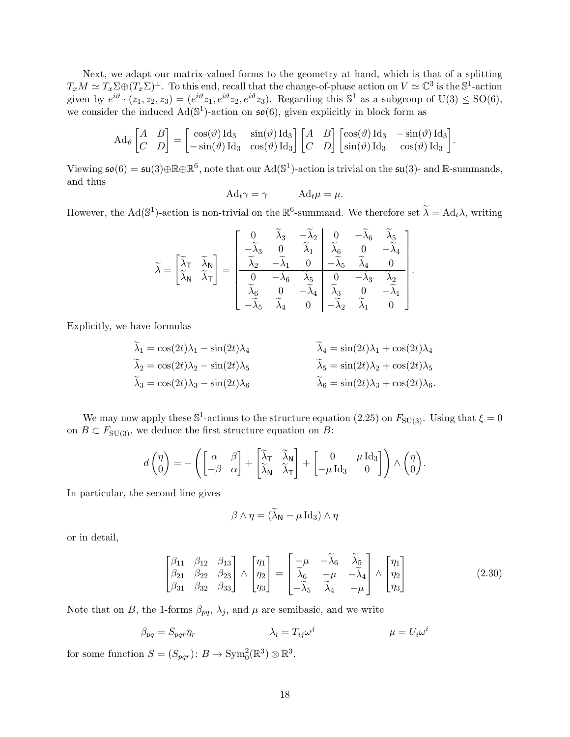Next, we adapt our matrix-valued forms to the geometry at hand, which is that of a splitting $T_xM \simeq T_x\Sigma \oplus (T_x\Sigma)^\perp$. To this end, recall that the change-of-phase action on $V \simeq \mathbb{C}^3$ is the $\mathbb{S}^1$-action given by $e^{i\vartheta} \cdot (z_1, z_2, z_3) = (e^{i\vartheta}z_1, e^{i\vartheta}z_2, e^{i\vartheta}z_3)$. Regarding this $\mathbb{S}^1$ as a subgroup of $\mathrm{U}(3) \leq \mathrm{SO}(6)$, we consider the induced $\mathrm{Ad}(\mathbb{S}^1)$-action on $\mathfrak{so}(6)$, given explicitly in block form as

$$\mathrm{Ad}_\vartheta \begin{bmatrix} A & B \\ C & D \end{bmatrix} = \begin{bmatrix} \cos(\vartheta)\,\mathrm{Id}_3 & \sin(\vartheta)\,\mathrm{Id}_3 \\ -\sin(\vartheta)\,\mathrm{Id}_3 & \cos(\vartheta)\,\mathrm{Id}_3 \end{bmatrix} \begin{bmatrix} A & B \\ C & D \end{bmatrix} \begin{bmatrix} \cos(\vartheta)\,\mathrm{Id}_3 & -\sin(\vartheta)\,\mathrm{Id}_3 \\ \sin(\vartheta)\,\mathrm{Id}_3 & \cos(\vartheta)\,\mathrm{Id}_3 \end{bmatrix}.$$

Viewing $\mathfrak{so}(6) = \mathfrak{su}(3) \oplus \mathbb{R} \oplus \mathbb{R}^6$, note that our $\mathrm{Ad}(\mathbb{S}^1)$-action is trivial on the $\mathfrak{su}(3)$- and $\mathbb{R}$-summands, and thus

$$\mathrm{Ad}_t\gamma = \gamma \qquad \mathrm{Ad}_t\mu = \mu.$$

However, the $\mathrm{Ad}(\mathbb{S}^1)$-action is non-trivial on the $\mathbb{R}^6$-summand. We therefore set $\widetilde{\lambda} = \mathrm{Ad}_t\lambda$, writing

$$\widetilde{\lambda} = \begin{bmatrix} \widetilde{\lambda}_{\mathsf{T}} & \widetilde{\lambda}_{\mathsf{N}} \\ \widetilde{\lambda}_{\mathsf{N}} & \widetilde{\lambda}_{\mathsf{T}} \end{bmatrix} = \left[\begin{array}{ccc|ccc} 0 & \widetilde{\lambda}_3 & -\widetilde{\lambda}_2 & 0 & -\widetilde{\lambda}_6 & \widetilde{\lambda}_5 \\ -\widetilde{\lambda}_3 & 0 & \widetilde{\lambda}_1 & \widetilde{\lambda}_6 & 0 & -\widetilde{\lambda}_4 \\ \widetilde{\lambda}_2 & -\widetilde{\lambda}_1 & 0 & -\widetilde{\lambda}_5 & \widetilde{\lambda}_4 & 0 \\ \hline 0 & -\widetilde{\lambda}_6 & \widetilde{\lambda}_5 & 0 & -\widetilde{\lambda}_3 & \widetilde{\lambda}_2 \\ \widetilde{\lambda}_6 & 0 & -\widetilde{\lambda}_4 & \widetilde{\lambda}_3 & 0 & -\widetilde{\lambda}_1 \\ -\widetilde{\lambda}_5 & \widetilde{\lambda}_4 & 0 & -\widetilde{\lambda}_2 & \widetilde{\lambda}_1 & 0 \end{array}\right].$$

Explicitly, we have formulas

$$\begin{aligned} \widetilde{\lambda}_1 &= \cos(2t)\lambda_1 - \sin(2t)\lambda_4 & \qquad \widetilde{\lambda}_4 &= \sin(2t)\lambda_1 + \cos(2t)\lambda_4 \\ \widetilde{\lambda}_2 &= \cos(2t)\lambda_2 - \sin(2t)\lambda_5 & \qquad \widetilde{\lambda}_5 &= \sin(2t)\lambda_2 + \cos(2t)\lambda_5 \\ \widetilde{\lambda}_3 &= \cos(2t)\lambda_3 - \sin(2t)\lambda_6 & \qquad \widetilde{\lambda}_6 &= \sin(2t)\lambda_3 + \cos(2t)\lambda_6. \end{aligned}$$

We may now apply these $\mathbb{S}^1$-actions to the structure equation (2.25) on $F_{\mathrm{SU}(3)}$. Using that $\xi = 0$ on $B \subset F_{\mathrm{SU}(3)}$, we deduce the first structure equation on $B$:

$$d\begin{pmatrix} \eta \\ 0 \end{pmatrix} = -\left( \begin{bmatrix} \alpha & \beta \\ -\beta & \alpha \end{bmatrix} + \begin{bmatrix} \widetilde{\lambda}_{\mathsf{T}} & \widetilde{\lambda}_{\mathsf{N}} \\ \widetilde{\lambda}_{\mathsf{N}} & \widetilde{\lambda}_{\mathsf{T}} \end{bmatrix} + \begin{bmatrix} 0 & \mu\,\mathrm{Id}_3 \\ -\mu\,\mathrm{Id}_3 & 0 \end{bmatrix} \right) \wedge \begin{pmatrix} \eta \\ 0 \end{pmatrix}.$$

In particular, the second line gives

$$\beta \wedge \eta = (\widetilde{\lambda}_{\mathsf{N}} - \mu\,\mathrm{Id}_3) \wedge \eta$$

or in detail,

$$\begin{bmatrix} \beta_{11} & \beta_{12} & \beta_{13} \\ \beta_{21} & \beta_{22} & \beta_{23} \\ \beta_{31} & \beta_{32} & \beta_{33} \end{bmatrix} \wedge \begin{bmatrix} \eta_1 \\ \eta_2 \\ \eta_3 \end{bmatrix} = \begin{bmatrix} -\mu & -\widetilde{\lambda}_6 & \widetilde{\lambda}_5 \\ \widetilde{\lambda}_6 & -\mu & -\widetilde{\lambda}_4 \\ -\widetilde{\lambda}_5 & \widetilde{\lambda}_4 & -\mu \end{bmatrix} \wedge \begin{bmatrix} \eta_1 \\ \eta_2 \\ \eta_3 \end{bmatrix} \tag{2.30}$$

Note that on $B$, the 1-forms $\beta_{pq}$, $\lambda_j$, and $\mu$ are semibasic, and we write

$$\beta_{pq} = S_{pqr}\eta_r \qquad\qquad \lambda_i = T_{ij}\omega^j \qquad\qquad \mu = U_i\omega^i$$

for some function $S = (S_{pqr}) \colon B \to \mathrm{Sym}^2_0(\mathbb{R}^3) \otimes \mathbb{R}^3$.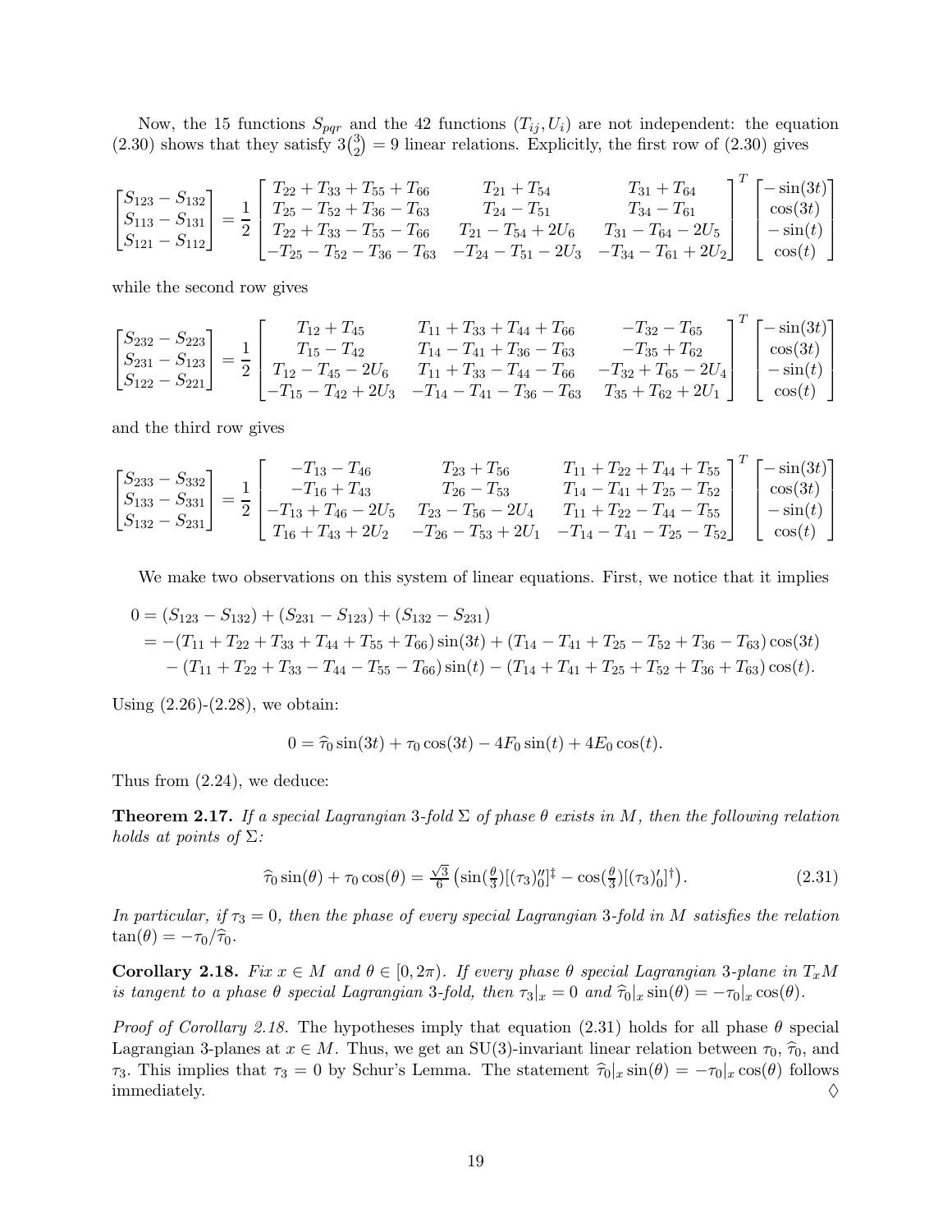Now, the 15 functions $S_{pqr}$ and the 42 functions $(T_{ij}, U_i)$ are not independent: the equation (2.30) shows that they satisfy $3\binom{3}{2} = 9$ linear relations. Explicitly, the first row of (2.30) gives

$$\begin{bmatrix} S_{123} - S_{132} \\ S_{113} - S_{131} \\ S_{121} - S_{112} \end{bmatrix} = \frac{1}{2} \begin{bmatrix} T_{22} + T_{33} + T_{55} + T_{66} & T_{21} + T_{54} & T_{31} + T_{64} \\ T_{25} - T_{52} + T_{36} - T_{63} & T_{24} - T_{51} & T_{34} - T_{61} \\ T_{22} + T_{33} - T_{55} - T_{66} & T_{21} - T_{54} + 2U_6 & T_{31} - T_{64} - 2U_5 \\ -T_{25} - T_{52} - T_{36} - T_{63} & -T_{24} - T_{51} - 2U_3 & -T_{34} - T_{61} + 2U_2 \end{bmatrix}^T \begin{bmatrix} -\sin(3t) \\ \cos(3t) \\ -\sin(t) \\ \cos(t) \end{bmatrix}$$

while the second row gives

$$\begin{bmatrix} S_{232} - S_{223} \\ S_{231} - S_{123} \\ S_{122} - S_{221} \end{bmatrix} = \frac{1}{2} \begin{bmatrix} T_{12} + T_{45} & T_{11} + T_{33} + T_{44} + T_{66} & -T_{32} - T_{65} \\ T_{15} - T_{42} & T_{14} - T_{41} + T_{36} - T_{63} & -T_{35} + T_{62} \\ T_{12} - T_{45} - 2U_6 & T_{11} + T_{33} - T_{44} - T_{66} & -T_{32} + T_{65} - 2U_4 \\ -T_{15} - T_{42} + 2U_3 & -T_{14} - T_{41} - T_{36} - T_{63} & T_{35} + T_{62} + 2U_1 \end{bmatrix}^T \begin{bmatrix} -\sin(3t) \\ \cos(3t) \\ -\sin(t) \\ \cos(t) \end{bmatrix}$$

and the third row gives

$$\begin{bmatrix} S_{233} - S_{332} \\ S_{133} - S_{331} \\ S_{132} - S_{231} \end{bmatrix} = \frac{1}{2} \begin{bmatrix} -T_{13} - T_{46} & T_{23} + T_{56} & T_{11} + T_{22} + T_{44} + T_{55} \\ -T_{16} + T_{43} & T_{26} - T_{53} & T_{14} - T_{41} + T_{25} - T_{52} \\ -T_{13} + T_{46} - 2U_5 & T_{23} - T_{56} - 2U_4 & T_{11} + T_{22} - T_{44} - T_{55} \\ T_{16} + T_{43} + 2U_2 & -T_{26} - T_{53} + 2U_1 & -T_{14} - T_{41} - T_{25} - T_{52} \end{bmatrix}^T \begin{bmatrix} -\sin(3t) \\ \cos(3t) \\ -\sin(t) \\ \cos(t) \end{bmatrix}$$

We make two observations on this system of linear equations. First, we notice that it implies

$$\begin{aligned} 0 &= (S_{123} - S_{132}) + (S_{231} - S_{123}) + (S_{132} - S_{231}) \\ &= -(T_{11} + T_{22} + T_{33} + T_{44} + T_{55} + T_{66}) \sin(3t) + (T_{14} - T_{41} + T_{25} - T_{52} + T_{36} - T_{63}) \cos(3t) \\ &\quad - (T_{11} + T_{22} + T_{33} - T_{44} - T_{55} - T_{66}) \sin(t) - (T_{14} + T_{41} + T_{25} + T_{52} + T_{36} + T_{63}) \cos(t). \end{aligned}$$

Using (2.26)-(2.28), we obtain:

$$0 = \widehat{\tau}_0 \sin(3t) + \tau_0 \cos(3t) - 4F_0 \sin(t) + 4E_0 \cos(t).$$

Thus from (2.24), we deduce:

**Theorem 2.17.** *If a special Lagrangian 3-fold $\Sigma$ of phase $\theta$ exists in $M$, then the following relation holds at points of $\Sigma$:*

$$\widehat{\tau}_0 \sin(\theta) + \tau_0 \cos(\theta) = \tfrac{\sqrt{3}}{6} \left( \sin(\tfrac{\theta}{3}) [(\tau_3)_0'']^{\ddagger} - \cos(\tfrac{\theta}{3}) [(\tau_3)_0']^{\dagger} \right). \tag{2.31}$$

*In particular, if $\tau_3 = 0$, then the phase of every special Lagrangian 3-fold in $M$ satisfies the relation $\tan(\theta) = -\tau_0 / \widehat{\tau}_0$.*

**Corollary 2.18.** *Fix $x \in M$ and $\theta \in [0, 2\pi)$. If every phase $\theta$ special Lagrangian 3-plane in $T_xM$ is tangent to a phase $\theta$ special Lagrangian 3-fold, then $\tau_3|_x = 0$ and $\widehat{\tau}_0|_x \sin(\theta) = -\tau_0|_x \cos(\theta)$.*

*Proof of Corollary 2.18.* The hypotheses imply that equation (2.31) holds for all phase $\theta$ special Lagrangian 3-planes at $x \in M$. Thus, we get an SU(3)-invariant linear relation between $\tau_0$, $\widehat{\tau}_0$, and $\tau_3$. This implies that $\tau_3 = 0$ by Schur's Lemma. The statement $\widehat{\tau}_0|_x \sin(\theta) = -\tau_0|_x \cos(\theta)$ follows immediately. ◊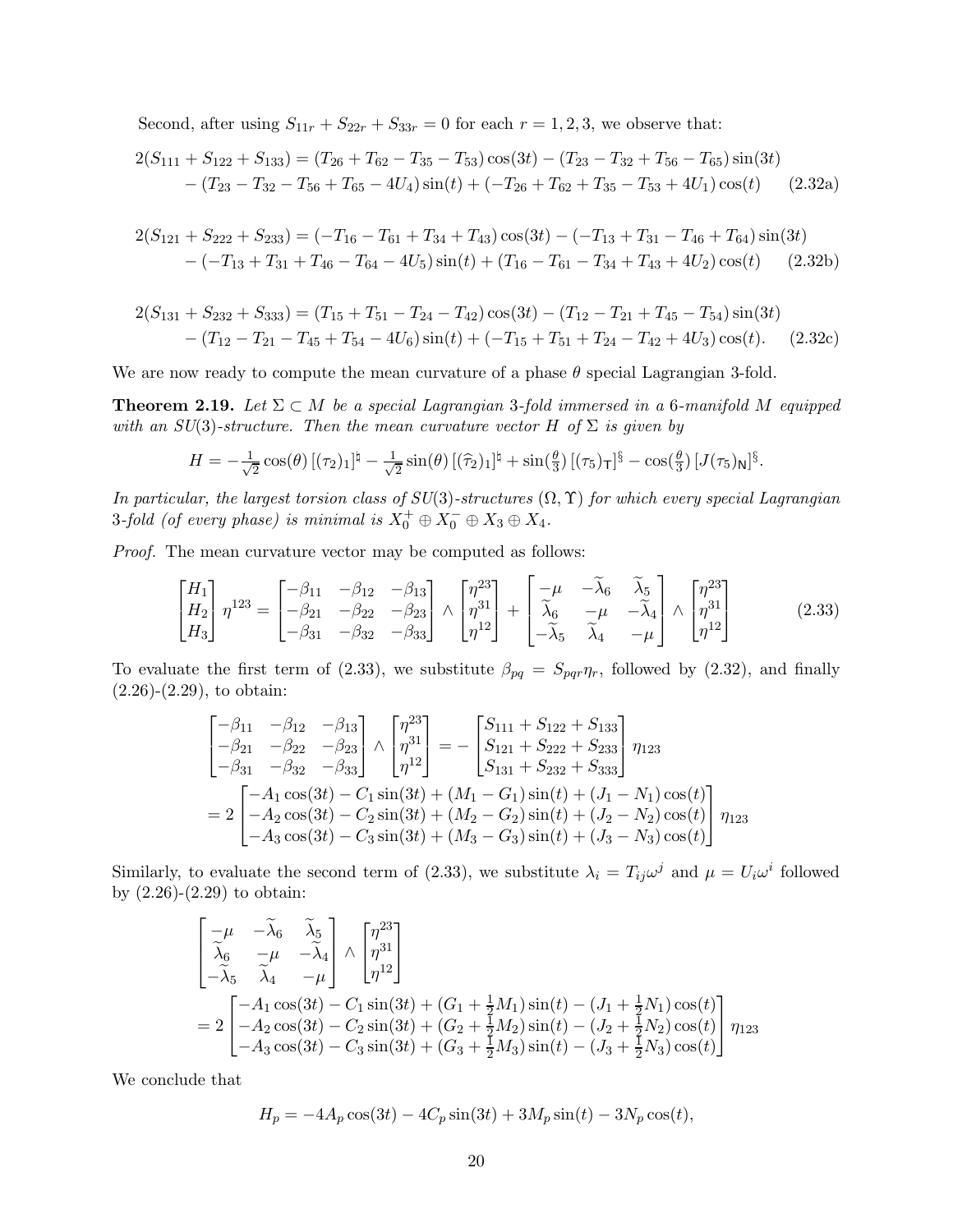Second, after using $S_{11r} + S_{22r} + S_{33r} = 0$ for each $r = 1, 2, 3$, we observe that:

$$
\begin{aligned}
2(S_{111} + S_{122} + S_{133}) &= (T_{26} + T_{62} - T_{35} - T_{53}) \cos(3t) - (T_{23} - T_{32} + T_{56} - T_{65}) \sin(3t) \\
&\quad - (T_{23} - T_{32} - T_{56} + T_{65} - 4U_4) \sin(t) + (-T_{26} + T_{62} + T_{35} - T_{53} + 4U_1) \cos(t) \qquad (2.32a)
\end{aligned}
$$

$$
\begin{aligned}
2(S_{121} + S_{222} + S_{233}) &= (-T_{16} - T_{61} + T_{34} + T_{43}) \cos(3t) - (-T_{13} + T_{31} - T_{46} + T_{64}) \sin(3t) \\
&\quad - (-T_{13} + T_{31} + T_{46} - T_{64} - 4U_5) \sin(t) + (T_{16} - T_{61} - T_{34} + T_{43} + 4U_2) \cos(t) \qquad (2.32b)
\end{aligned}
$$

$$
\begin{aligned}
2(S_{131} + S_{232} + S_{333}) &= (T_{15} + T_{51} - T_{24} - T_{42}) \cos(3t) - (T_{12} - T_{21} + T_{45} - T_{54}) \sin(3t) \\
&\quad - (T_{12} - T_{21} - T_{45} + T_{54} - 4U_6) \sin(t) + (-T_{15} + T_{51} + T_{24} - T_{42} + 4U_3) \cos(t). \qquad (2.32c)
\end{aligned}
$$

We are now ready to compute the mean curvature of a phase $\theta$ special Lagrangian 3-fold.

**Theorem 2.19.** *Let $\Sigma \subset M$ be a special Lagrangian 3-fold immersed in a 6-manifold $M$ equipped with an $SU(3)$-structure. Then the mean curvature vector $H$ of $\Sigma$ is given by*

$$
H = -\tfrac{1}{\sqrt{2}} \cos(\theta)\, [(\tau_2)_1]^\natural - \tfrac{1}{\sqrt{2}} \sin(\theta)\, [(\widehat{\tau}_2)_1]^\natural + \sin(\tfrac{\theta}{3})\, [(\tau_5)_\mathsf{T}]^\S - \cos(\tfrac{\theta}{3})\, [J(\tau_5)_\mathsf{N}]^\S.
$$

*In particular, the largest torsion class of $SU(3)$-structures $(\Omega, \Upsilon)$ for which every special Lagrangian 3-fold (of every phase) is minimal is $X_0^+ \oplus X_0^- \oplus X_3 \oplus X_4$.*

*Proof.* The mean curvature vector may be computed as follows:

$$
\begin{bmatrix} H_1 \\ H_2 \\ H_3 \end{bmatrix} \eta^{123} = \begin{bmatrix} -\beta_{11} & -\beta_{12} & -\beta_{13} \\ -\beta_{21} & -\beta_{22} & -\beta_{23} \\ -\beta_{31} & -\beta_{32} & -\beta_{33} \end{bmatrix} \wedge \begin{bmatrix} \eta^{23} \\ \eta^{31} \\ \eta^{12} \end{bmatrix} + \begin{bmatrix} -\mu & -\widetilde{\lambda}_6 & \widetilde{\lambda}_5 \\ \widetilde{\lambda}_6 & -\mu & -\widetilde{\lambda}_4 \\ -\widetilde{\lambda}_5 & \widetilde{\lambda}_4 & -\mu \end{bmatrix} \wedge \begin{bmatrix} \eta^{23} \\ \eta^{31} \\ \eta^{12} \end{bmatrix} \qquad (2.33)
$$

To evaluate the first term of (2.33), we substitute $\beta_{pq} = S_{pqr}\eta_r$, followed by (2.32), and finally (2.26)-(2.29), to obtain:

$$
\begin{aligned}
\begin{bmatrix} -\beta_{11} & -\beta_{12} & -\beta_{13} \\ -\beta_{21} & -\beta_{22} & -\beta_{23} \\ -\beta_{31} & -\beta_{32} & -\beta_{33} \end{bmatrix} \wedge \begin{bmatrix} \eta^{23} \\ \eta^{31} \\ \eta^{12} \end{bmatrix} &= - \begin{bmatrix} S_{111} + S_{122} + S_{133} \\ S_{121} + S_{222} + S_{233} \\ S_{131} + S_{232} + S_{333} \end{bmatrix} \eta_{123} \\
= 2 \begin{bmatrix} -A_1 \cos(3t) - C_1 \sin(3t) + (M_1 - G_1) \sin(t) + (J_1 - N_1) \cos(t) \\ -A_2 \cos(3t) - C_2 \sin(3t) + (M_2 - G_2) \sin(t) + (J_2 - N_2) \cos(t) \\ -A_3 \cos(3t) - C_3 \sin(3t) + (M_3 - G_3) \sin(t) + (J_3 - N_3) \cos(t) \end{bmatrix} \eta_{123}
\end{aligned}
$$

Similarly, to evaluate the second term of (2.33), we substitute $\lambda_i = T_{ij}\omega^j$ and $\mu = U_i\omega^i$ followed by (2.26)-(2.29) to obtain:

$$
\begin{aligned}
&\begin{bmatrix} -\mu & -\widetilde{\lambda}_6 & \widetilde{\lambda}_5 \\ \widetilde{\lambda}_6 & -\mu & -\widetilde{\lambda}_4 \\ -\widetilde{\lambda}_5 & \widetilde{\lambda}_4 & -\mu \end{bmatrix} \wedge \begin{bmatrix} \eta^{23} \\ \eta^{31} \\ \eta^{12} \end{bmatrix} \\
&= 2 \begin{bmatrix} -A_1 \cos(3t) - C_1 \sin(3t) + (G_1 + \frac{1}{2}M_1) \sin(t) - (J_1 + \frac{1}{2}N_1) \cos(t) \\ -A_2 \cos(3t) - C_2 \sin(3t) + (G_2 + \frac{1}{2}M_2) \sin(t) - (J_2 + \frac{1}{2}N_2) \cos(t) \\ -A_3 \cos(3t) - C_3 \sin(3t) + (G_3 + \frac{1}{2}M_3) \sin(t) - (J_3 + \frac{1}{2}N_3) \cos(t) \end{bmatrix} \eta_{123}
\end{aligned}
$$

We conclude that

$$
H_p = -4A_p \cos(3t) - 4C_p \sin(3t) + 3M_p \sin(t) - 3N_p \cos(t),
$$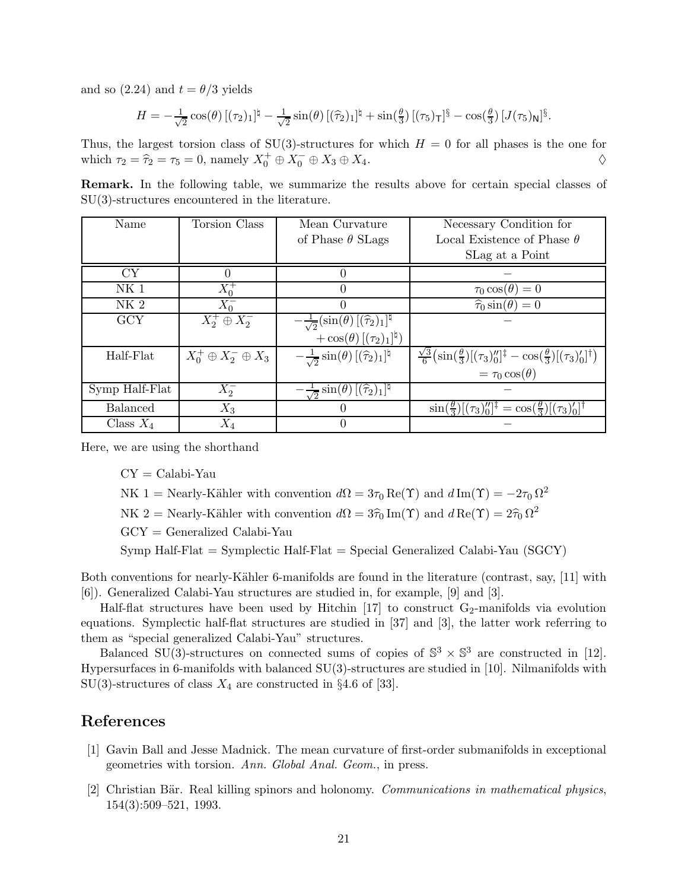and so (2.24) and $t = \theta/3$ yields

$$H = -\tfrac{1}{\sqrt{2}}\cos(\theta)\,[(\tau_2)_1]^\natural - \tfrac{1}{\sqrt{2}}\sin(\theta)\,[(\widehat{\tau}_2)_1]^\natural + \sin(\tfrac{\theta}{3})\,[(\tau_5)_{\mathsf{T}}]^\S - \cos(\tfrac{\theta}{3})\,[J(\tau_5)_{\mathsf{N}}]^\S.$$

Thus, the largest torsion class of SU(3)-structures for which $H = 0$ for all phases is the one for which $\tau_2 = \widehat{\tau}_2 = \tau_5 = 0$, namely $X_0^+ \oplus X_0^- \oplus X_3 \oplus X_4$. $\Diamond$

**Remark.** In the following table, we summarize the results above for certain special classes of SU(3)-structures encountered in the literature.

| Name | Torsion Class | Mean Curvature of Phase $\theta$ SLags | Necessary Condition for Local Existence of Phase $\theta$ SLag at a Point |
|---|---|---|---|
| CY | $0$ | $0$ | $-$ |
| NK 1 | $X_0^+$ | $0$ | $\tau_0\cos(\theta) = 0$ |
| NK 2 | $X_0^-$ | $0$ | $\widehat{\tau}_0\sin(\theta) = 0$ |
| GCY | $X_2^+ \oplus X_2^-$ | $-\frac{1}{\sqrt{2}}(\sin(\theta)\,[(\widehat{\tau}_2)_1]^\natural$ $+\cos(\theta)\,[(\tau_2)_1]^\natural)$ | $-$ |
| Half-Flat | $X_0^+ \oplus X_2^- \oplus X_3$ | $-\frac{1}{\sqrt{2}}\sin(\theta)\,[(\widehat{\tau}_2)_1]^\natural$ | $\frac{\sqrt{3}}{6}\big(\sin(\frac{\theta}{3})[(\tau_3)_0'']^\ddagger - \cos(\frac{\theta}{3})[(\tau_3)_0']^\dagger\big)$ $= \tau_0\cos(\theta)$ |
| Symp Half-Flat | $X_2^-$ | $-\frac{1}{\sqrt{2}}\sin(\theta)\,[(\widehat{\tau}_2)_1]^\natural$ | $-$ |
| Balanced | $X_3$ | $0$ | $\sin(\frac{\theta}{3})[(\tau_3)_0'']^\ddagger = \cos(\frac{\theta}{3})[(\tau_3)_0']^\dagger$ |
| Class $X_4$ | $X_4$ | $0$ | $-$ |

Here, we are using the shorthand

CY = Calabi-Yau

NK 1 = Nearly-Kähler with convention $d\Omega = 3\tau_0\,\mathrm{Re}(\Upsilon)$ and $d\,\mathrm{Im}(\Upsilon) = -2\tau_0\,\Omega^2$

NK 2 = Nearly-Kähler with convention $d\Omega = 3\widehat{\tau}_0\,\mathrm{Im}(\Upsilon)$ and $d\,\mathrm{Re}(\Upsilon) = 2\widehat{\tau}_0\,\Omega^2$

GCY = Generalized Calabi-Yau

Symp Half-Flat = Symplectic Half-Flat = Special Generalized Calabi-Yau (SGCY)

Both conventions for nearly-Kähler 6-manifolds are found in the literature (contrast, say, [11] with [6]). Generalized Calabi-Yau structures are studied in, for example, [9] and [3].

Half-flat structures have been used by Hitchin [17] to construct $\mathrm{G}_2$-manifolds via evolution equations. Symplectic half-flat structures are studied in [37] and [3], the latter work referring to them as "special generalized Calabi-Yau" structures.

Balanced SU(3)-structures on connected sums of copies of $\mathbb{S}^3 \times \mathbb{S}^3$ are constructed in [12]. Hypersurfaces in 6-manifolds with balanced SU(3)-structures are studied in [10]. Nilmanifolds with SU(3)-structures of class $X_4$ are constructed in §4.6 of [33].

# References

[1] Gavin Ball and Jesse Madnick. The mean curvature of first-order submanifolds in exceptional geometries with torsion. *Ann. Global Anal. Geom.*, in press.

[2] Christian Bär. Real killing spinors and holonomy. *Communications in mathematical physics*, 154(3):509–521, 1993.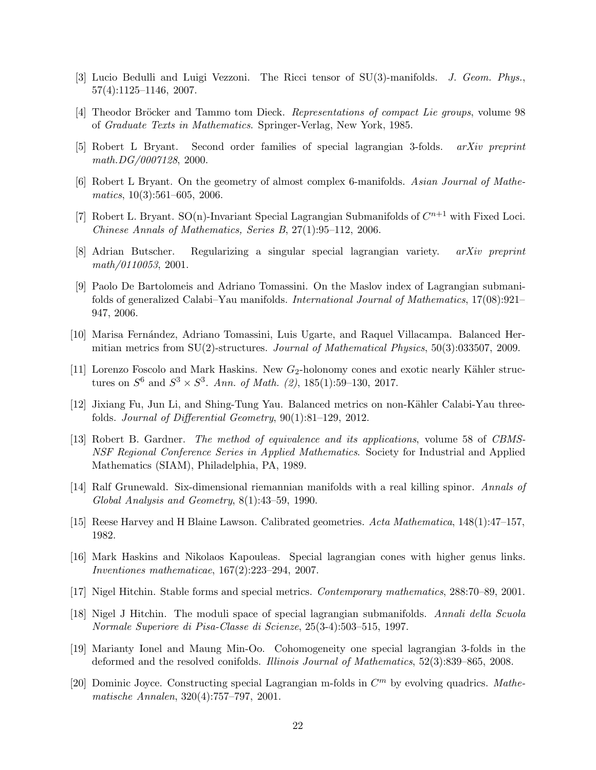[3] Lucio Bedulli and Luigi Vezzoni. The Ricci tensor of SU(3)-manifolds. *J. Geom. Phys.*, 57(4):1125–1146, 2007.

[4] Theodor Bröcker and Tammo tom Dieck. *Representations of compact Lie groups*, volume 98 of *Graduate Texts in Mathematics*. Springer-Verlag, New York, 1985.

[5] Robert L Bryant. Second order families of special lagrangian 3-folds. *arXiv preprint math.DG/0007128*, 2000.

[6] Robert L Bryant. On the geometry of almost complex 6-manifolds. *Asian Journal of Mathematics*, 10(3):561–605, 2006.

[7] Robert L. Bryant. SO(n)-Invariant Special Lagrangian Submanifolds of $C^{n+1}$ with Fixed Loci. *Chinese Annals of Mathematics, Series B*, 27(1):95–112, 2006.

[8] Adrian Butscher. Regularizing a singular special lagrangian variety. *arXiv preprint math/0110053*, 2001.

[9] Paolo De Bartolomeis and Adriano Tomassini. On the Maslov index of Lagrangian submanifolds of generalized Calabi–Yau manifolds. *International Journal of Mathematics*, 17(08):921–947, 2006.

[10] Marisa Fernández, Adriano Tomassini, Luis Ugarte, and Raquel Villacampa. Balanced Hermitian metrics from SU(2)-structures. *Journal of Mathematical Physics*, 50(3):033507, 2009.

[11] Lorenzo Foscolo and Mark Haskins. New $G_2$-holonomy cones and exotic nearly Kähler structures on $S^6$ and $S^3 \times S^3$. *Ann. of Math. (2)*, 185(1):59–130, 2017.

[12] Jixiang Fu, Jun Li, and Shing-Tung Yau. Balanced metrics on non-Kähler Calabi-Yau threefolds. *Journal of Differential Geometry*, 90(1):81–129, 2012.

[13] Robert B. Gardner. *The method of equivalence and its applications*, volume 58 of *CBMS-NSF Regional Conference Series in Applied Mathematics*. Society for Industrial and Applied Mathematics (SIAM), Philadelphia, PA, 1989.

[14] Ralf Grunewald. Six-dimensional riemannian manifolds with a real killing spinor. *Annals of Global Analysis and Geometry*, 8(1):43–59, 1990.

[15] Reese Harvey and H Blaine Lawson. Calibrated geometries. *Acta Mathematica*, 148(1):47–157, 1982.

[16] Mark Haskins and Nikolaos Kapouleas. Special lagrangian cones with higher genus links. *Inventiones mathematicae*, 167(2):223–294, 2007.

[17] Nigel Hitchin. Stable forms and special metrics. *Contemporary mathematics*, 288:70–89, 2001.

[18] Nigel J Hitchin. The moduli space of special lagrangian submanifolds. *Annali della Scuola Normale Superiore di Pisa-Classe di Scienze*, 25(3-4):503–515, 1997.

[19] Marianty Ionel and Maung Min-Oo. Cohomogeneity one special lagrangian 3-folds in the deformed and the resolved conifolds. *Illinois Journal of Mathematics*, 52(3):839–865, 2008.

[20] Dominic Joyce. Constructing special Lagrangian m-folds in $C^m$ by evolving quadrics. *Mathematische Annalen*, 320(4):757–797, 2001.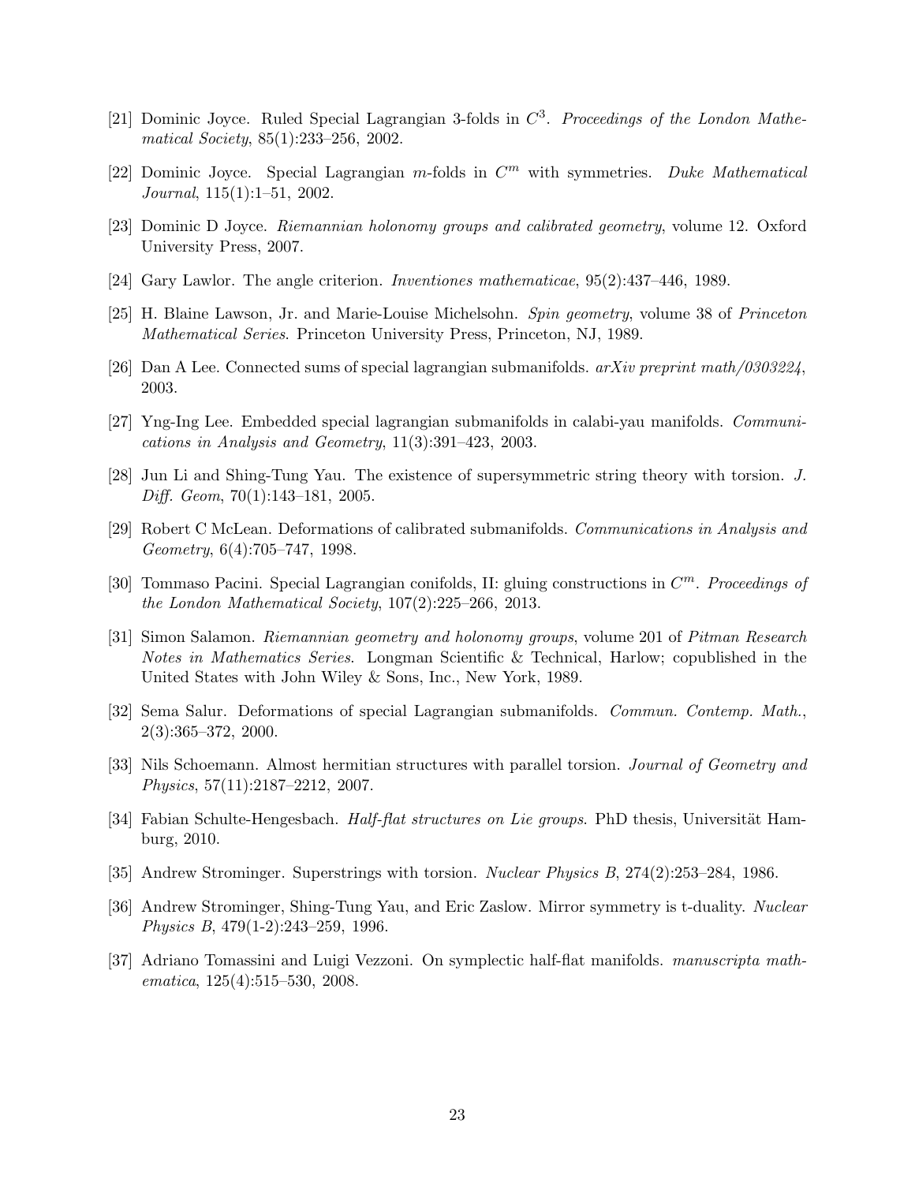[21] Dominic Joyce. Ruled Special Lagrangian 3-folds in $C^3$. *Proceedings of the London Mathematical Society*, 85(1):233–256, 2002.

[22] Dominic Joyce. Special Lagrangian $m$-folds in $C^m$ with symmetries. *Duke Mathematical Journal*, 115(1):1–51, 2002.

[23] Dominic D Joyce. *Riemannian holonomy groups and calibrated geometry*, volume 12. Oxford University Press, 2007.

[24] Gary Lawlor. The angle criterion. *Inventiones mathematicae*, 95(2):437–446, 1989.

[25] H. Blaine Lawson, Jr. and Marie-Louise Michelsohn. *Spin geometry*, volume 38 of *Princeton Mathematical Series*. Princeton University Press, Princeton, NJ, 1989.

[26] Dan A Lee. Connected sums of special lagrangian submanifolds. *arXiv preprint math/0303224*, 2003.

[27] Yng-Ing Lee. Embedded special lagrangian submanifolds in calabi-yau manifolds. *Communications in Analysis and Geometry*, 11(3):391–423, 2003.

[28] Jun Li and Shing-Tung Yau. The existence of supersymmetric string theory with torsion. *J. Diff. Geom*, 70(1):143–181, 2005.

[29] Robert C McLean. Deformations of calibrated submanifolds. *Communications in Analysis and Geometry*, 6(4):705–747, 1998.

[30] Tommaso Pacini. Special Lagrangian conifolds, II: gluing constructions in $C^m$. *Proceedings of the London Mathematical Society*, 107(2):225–266, 2013.

[31] Simon Salamon. *Riemannian geometry and holonomy groups*, volume 201 of *Pitman Research Notes in Mathematics Series*. Longman Scientific & Technical, Harlow; copublished in the United States with John Wiley & Sons, Inc., New York, 1989.

[32] Sema Salur. Deformations of special Lagrangian submanifolds. *Commun. Contemp. Math.*, 2(3):365–372, 2000.

[33] Nils Schoemann. Almost hermitian structures with parallel torsion. *Journal of Geometry and Physics*, 57(11):2187–2212, 2007.

[34] Fabian Schulte-Hengesbach. *Half-flat structures on Lie groups*. PhD thesis, Universität Hamburg, 2010.

[35] Andrew Strominger. Superstrings with torsion. *Nuclear Physics B*, 274(2):253–284, 1986.

[36] Andrew Strominger, Shing-Tung Yau, and Eric Zaslow. Mirror symmetry is t-duality. *Nuclear Physics B*, 479(1-2):243–259, 1996.

[37] Adriano Tomassini and Luigi Vezzoni. On symplectic half-flat manifolds. *manuscripta mathematica*, 125(4):515–530, 2008.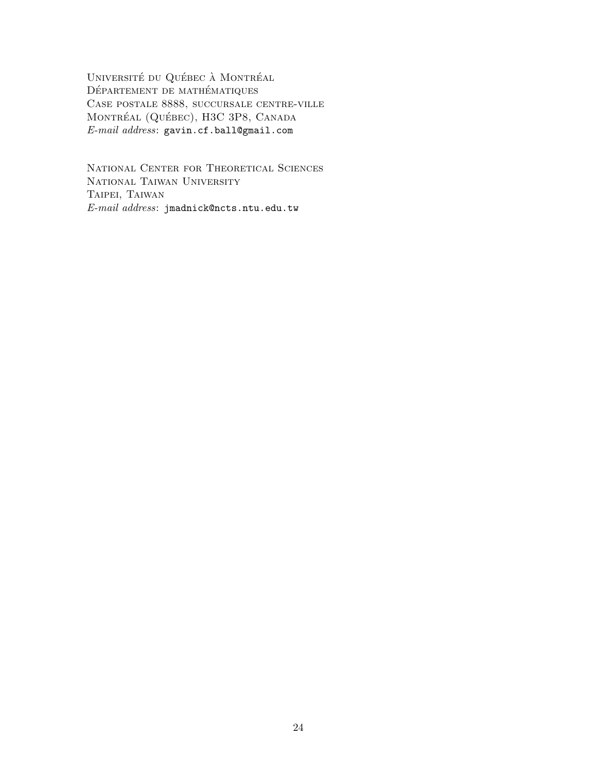Université du Québec à Montréal  
Département de mathématiques  
Case postale 8888, succursale centre-ville  
Montréal (Québec), H3C 3P8, Canada  
*E-mail address*: gavin.cf.ball@gmail.com

National Center for Theoretical Sciences  
National Taiwan University  
Taipei, Taiwan  
*E-mail address*: jmadnick@ncts.ntu.edu.tw